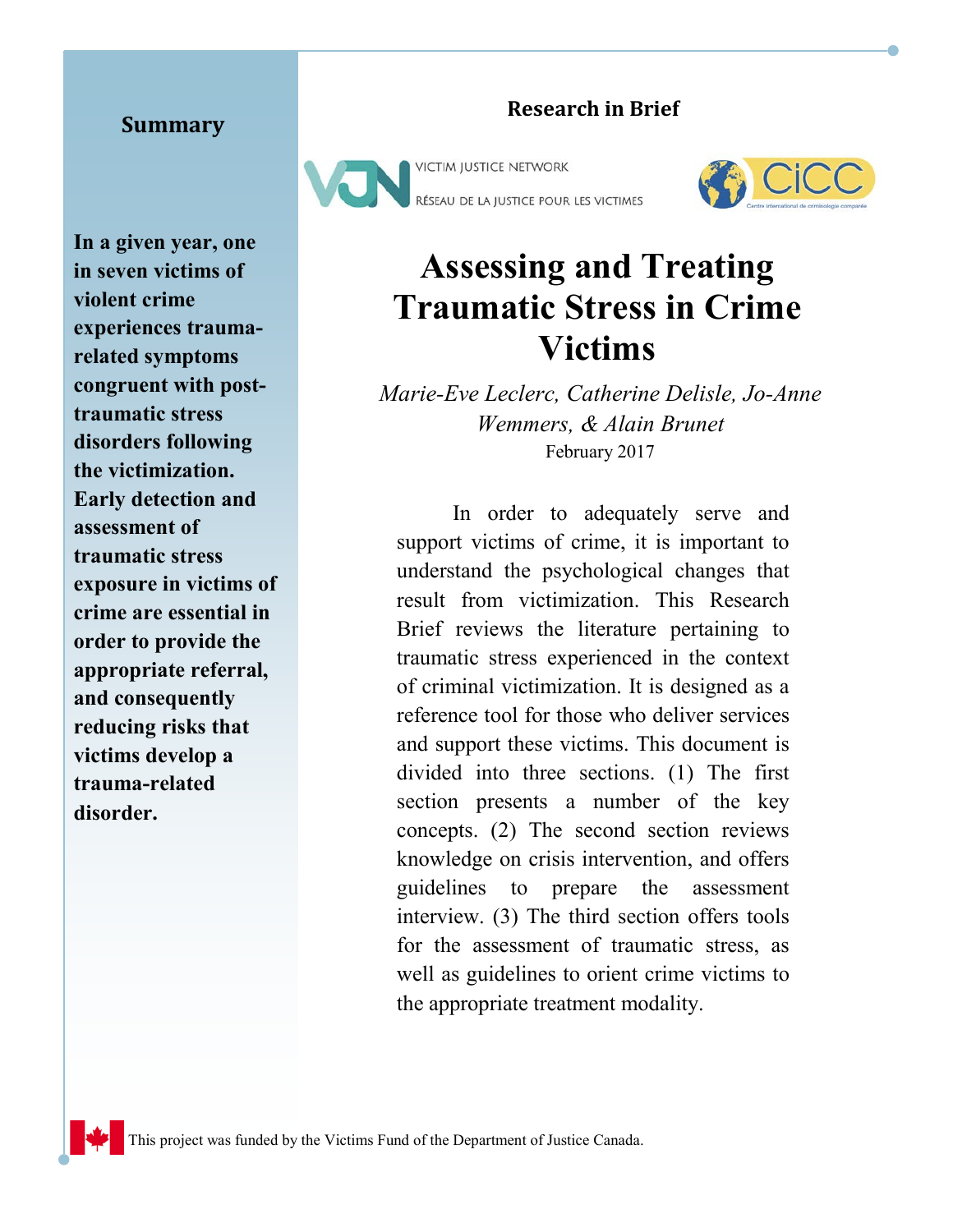**Research in Brief**

VICTIM JUSTICE NETWORK

RÉSEAU DE LA JUSTICE POUR LES VICTIMES

# Assessing and Treating Traumatic Stress in Crime Victims

*Marie-Eve Leclerc, Catherine Delisle, Jo-Anne Wemmers, & Alain Brunet*

February 2017

## Summary

**In a given year, one in seven victims of violent crime experiences trauma-related symptoms congruent with post-traumatic stress disorders following the victimization. Early detection and assessment of traumatic stress exposure in victims of crime are essential in order to provide the appropriate referral, and consequently reducing risks that victims develop a trauma-related disorder.**

In order to adequately serve and support victims of crime, it is important to understand the psychological changes that result from victimization. This Research Brief reviews the literature pertaining to traumatic stress experienced in the context of criminal victimization. It is designed as a reference tool for those who deliver services and support these victims. This document is divided into three sections. (1) The first section presents a number of the key concepts. (2) The second section reviews knowledge on crisis intervention, and offers guidelines to prepare the assessment interview. (3) The third section offers tools for the assessment of traumatic stress, as well as guidelines to orient crime victims to the appropriate treatment modality.

This project was funded by the Victims Fund of the Department of Justice Canada.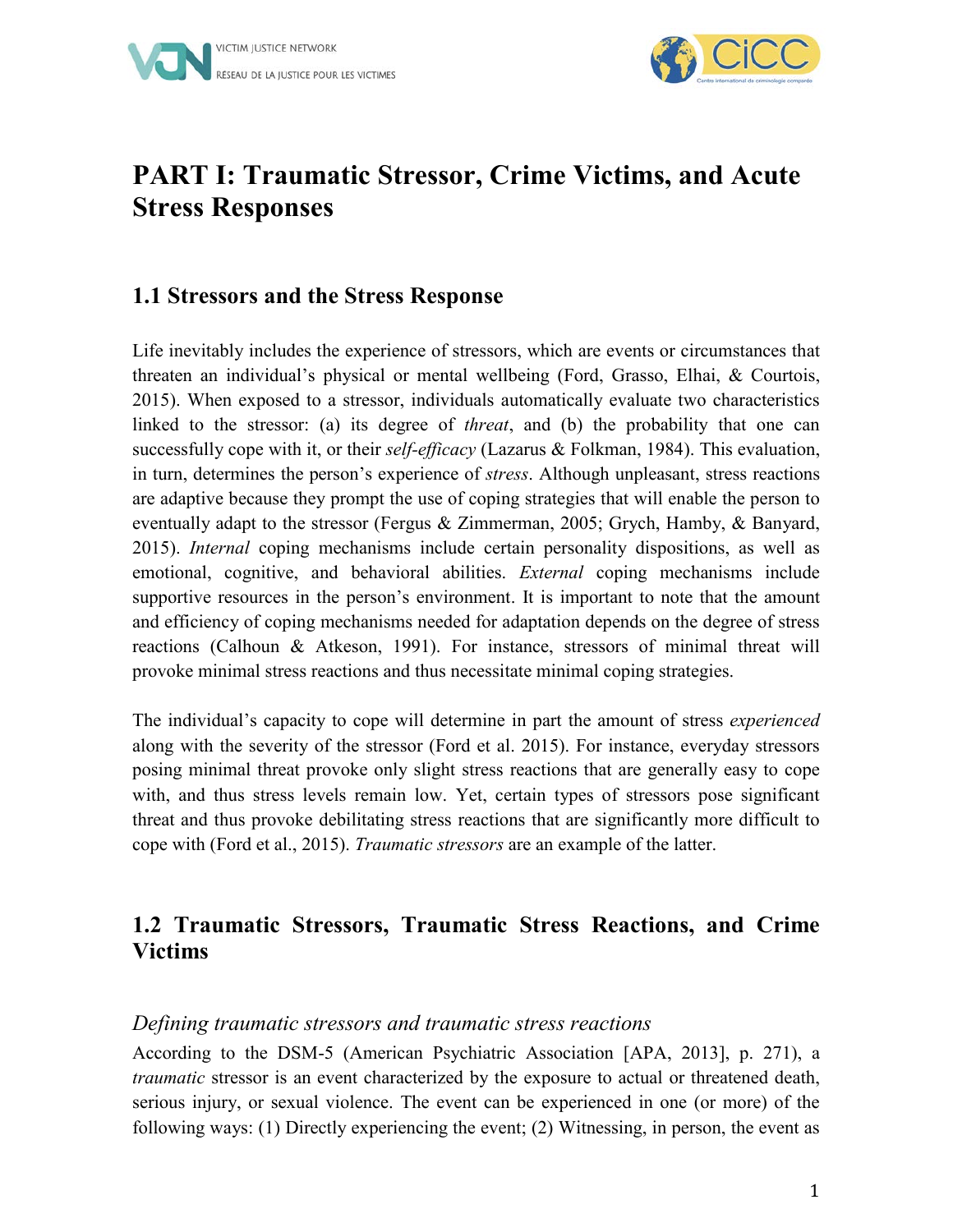# PART I: Traumatic Stressor, Crime Victims, and Acute Stress Responses

## 1.1 Stressors and the Stress Response

Life inevitably includes the experience of stressors, which are events or circumstances that threaten an individual's physical or mental wellbeing (Ford, Grasso, Elhai, & Courtois, 2015). When exposed to a stressor, individuals automatically evaluate two characteristics linked to the stressor: (a) its degree of *threat*, and (b) the probability that one can successfully cope with it, or their *self-efficacy* (Lazarus & Folkman, 1984). This evaluation, in turn, determines the person's experience of *stress*. Although unpleasant, stress reactions are adaptive because they prompt the use of coping strategies that will enable the person to eventually adapt to the stressor (Fergus & Zimmerman, 2005; Grych, Hamby, & Banyard, 2015). *Internal* coping mechanisms include certain personality dispositions, as well as emotional, cognitive, and behavioral abilities. *External* coping mechanisms include supportive resources in the person's environment. It is important to note that the amount and efficiency of coping mechanisms needed for adaptation depends on the degree of stress reactions (Calhoun & Atkeson, 1991). For instance, stressors of minimal threat will provoke minimal stress reactions and thus necessitate minimal coping strategies.

The individual's capacity to cope will determine in part the amount of stress *experienced* along with the severity of the stressor (Ford et al. 2015). For instance, everyday stressors posing minimal threat provoke only slight stress reactions that are generally easy to cope with, and thus stress levels remain low. Yet, certain types of stressors pose significant threat and thus provoke debilitating stress reactions that are significantly more difficult to cope with (Ford et al., 2015). *Traumatic stressors* are an example of the latter.

## 1.2 Traumatic Stressors, Traumatic Stress Reactions, and Crime Victims

### *Defining traumatic stressors and traumatic stress reactions*

According to the DSM-5 (American Psychiatric Association [APA, 2013], p. 271), a *traumatic* stressor is an event characterized by the exposure to actual or threatened death, serious injury, or sexual violence. The event can be experienced in one (or more) of the following ways: (1) Directly experiencing the event; (2) Witnessing, in person, the event as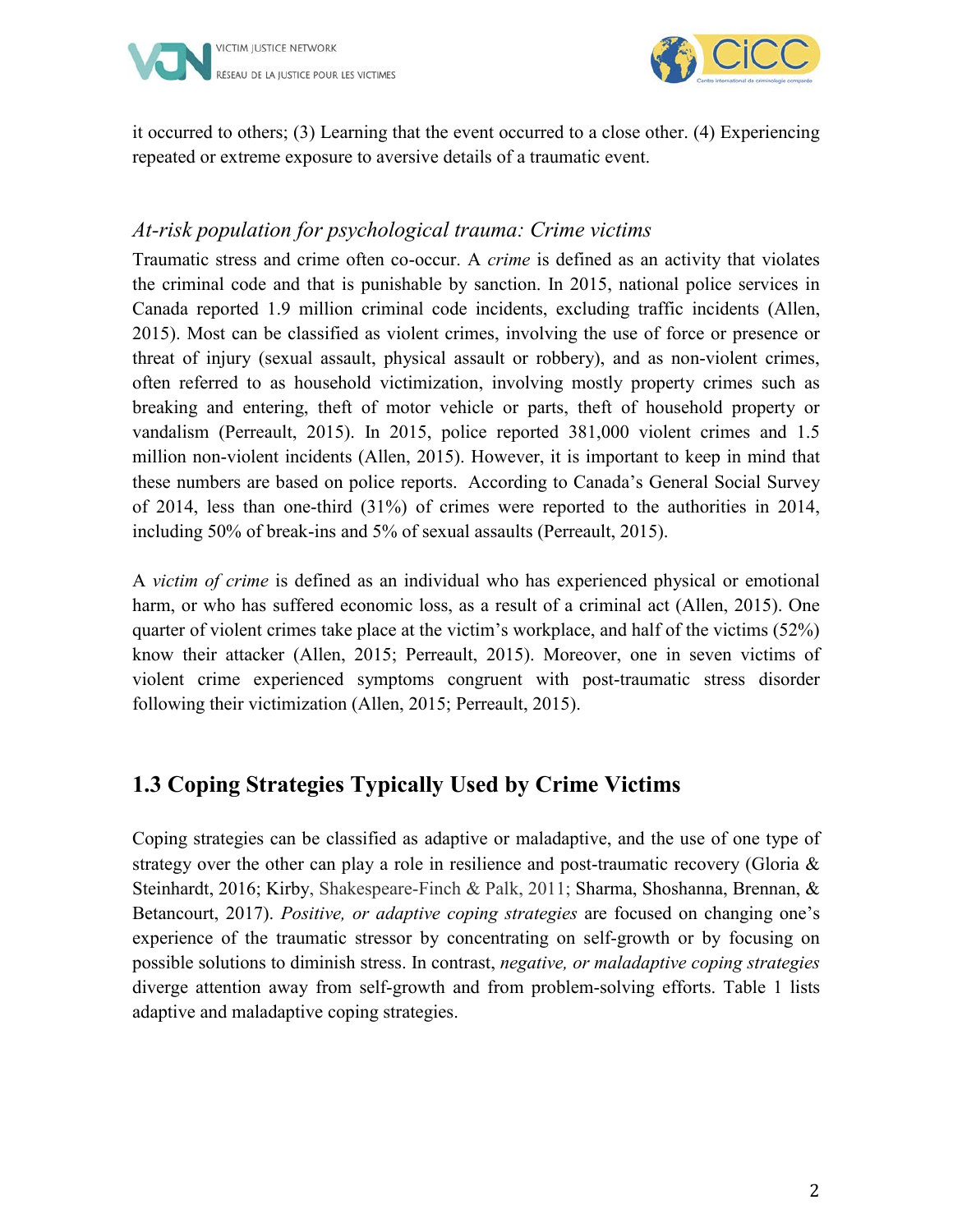it occurred to others; (3) Learning that the event occurred to a close other. (4) Experiencing repeated or extreme exposure to aversive details of a traumatic event.

### *At-risk population for psychological trauma: Crime victims*

Traumatic stress and crime often co-occur. A *crime* is defined as an activity that violates the criminal code and that is punishable by sanction. In 2015, national police services in Canada reported 1.9 million criminal code incidents, excluding traffic incidents (Allen, 2015). Most can be classified as violent crimes, involving the use of force or presence or threat of injury (sexual assault, physical assault or robbery), and as non-violent crimes, often referred to as household victimization, involving mostly property crimes such as breaking and entering, theft of motor vehicle or parts, theft of household property or vandalism (Perreault, 2015). In 2015, police reported 381,000 violent crimes and 1.5 million non-violent incidents (Allen, 2015). However, it is important to keep in mind that these numbers are based on police reports. According to Canada's General Social Survey of 2014, less than one-third (31%) of crimes were reported to the authorities in 2014, including 50% of break-ins and 5% of sexual assaults (Perreault, 2015).

A *victim of crime* is defined as an individual who has experienced physical or emotional harm, or who has suffered economic loss, as a result of a criminal act (Allen, 2015). One quarter of violent crimes take place at the victim's workplace, and half of the victims (52%) know their attacker (Allen, 2015; Perreault, 2015). Moreover, one in seven victims of violent crime experienced symptoms congruent with post-traumatic stress disorder following their victimization (Allen, 2015; Perreault, 2015).

## 1.3 Coping Strategies Typically Used by Crime Victims

Coping strategies can be classified as adaptive or maladaptive, and the use of one type of strategy over the other can play a role in resilience and post-traumatic recovery (Gloria & Steinhardt, 2016; Kirby, Shakespeare-Finch & Palk, 2011; Sharma, Shoshanna, Brennan, & Betancourt, 2017). *Positive, or adaptive coping strategies* are focused on changing one's experience of the traumatic stressor by concentrating on self-growth or by focusing on possible solutions to diminish stress. In contrast, *negative, or maladaptive coping strategies* diverge attention away from self-growth and from problem-solving efforts. Table 1 lists adaptive and maladaptive coping strategies.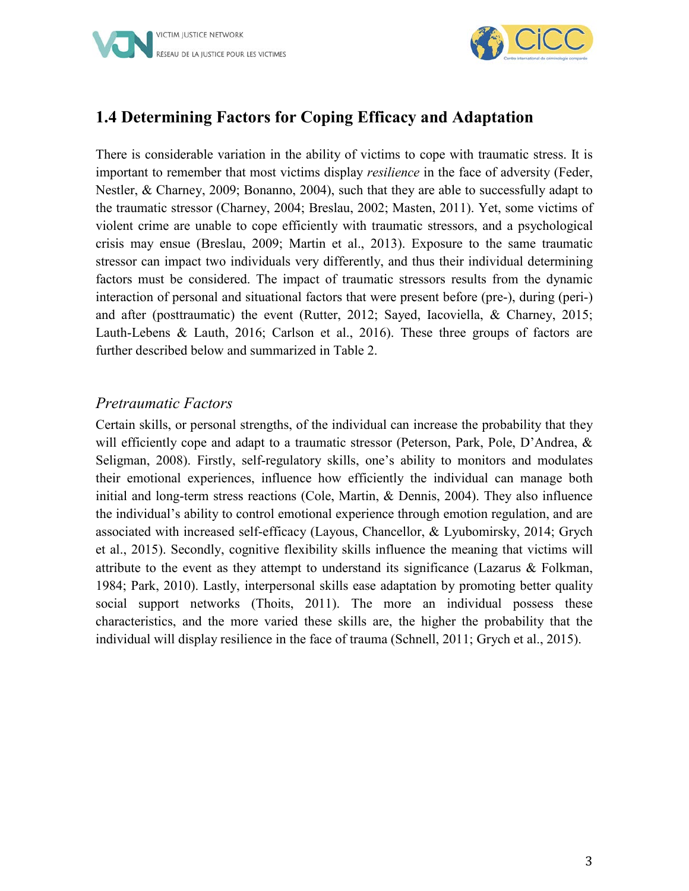## 1.4 Determining Factors for Coping Efficacy and Adaptation

There is considerable variation in the ability of victims to cope with traumatic stress. It is important to remember that most victims display *resilience* in the face of adversity (Feder, Nestler, & Charney, 2009; Bonanno, 2004), such that they are able to successfully adapt to the traumatic stressor (Charney, 2004; Breslau, 2002; Masten, 2011). Yet, some victims of violent crime are unable to cope efficiently with traumatic stressors, and a psychological crisis may ensue (Breslau, 2009; Martin et al., 2013). Exposure to the same traumatic stressor can impact two individuals very differently, and thus their individual determining factors must be considered. The impact of traumatic stressors results from the dynamic interaction of personal and situational factors that were present before (pre-), during (peri-) and after (posttraumatic) the event (Rutter, 2012; Sayed, Iacoviella, & Charney, 2015; Lauth-Lebens & Lauth, 2016; Carlson et al., 2016). These three groups of factors are further described below and summarized in Table 2.

### *Pretraumatic Factors*

Certain skills, or personal strengths, of the individual can increase the probability that they will efficiently cope and adapt to a traumatic stressor (Peterson, Park, Pole, D'Andrea, & Seligman, 2008). Firstly, self-regulatory skills, one's ability to monitors and modulates their emotional experiences, influence how efficiently the individual can manage both initial and long-term stress reactions (Cole, Martin, & Dennis, 2004). They also influence the individual's ability to control emotional experience through emotion regulation, and are associated with increased self-efficacy (Layous, Chancellor, & Lyubomirsky, 2014; Grych et al., 2015). Secondly, cognitive flexibility skills influence the meaning that victims will attribute to the event as they attempt to understand its significance (Lazarus & Folkman, 1984; Park, 2010). Lastly, interpersonal skills ease adaptation by promoting better quality social support networks (Thoits, 2011). The more an individual possess these characteristics, and the more varied these skills are, the higher the probability that the individual will display resilience in the face of trauma (Schnell, 2011; Grych et al., 2015).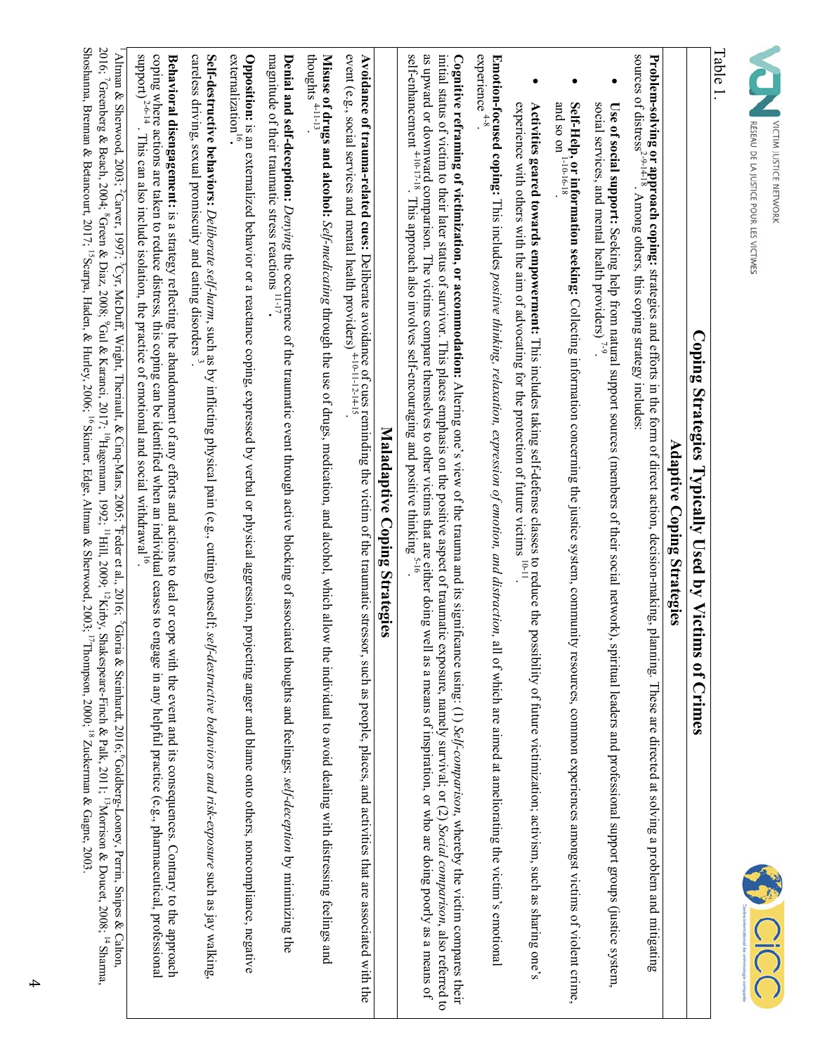Table 1.

## Coping Strategies Typically Used by Victims of Crimes

### Adaptive Coping Strategies

**Problem-solving or approach coping:** strategies and efforts in the form of direct action, decision-making, planning. These are directed at solving a problem and mitigating sources of distress[2-9-14-18]. Among others, this coping strategy includes:

- **Use of social support:** Seeking help from natural support sources (members of their social network), spiritual leaders and professional support groups (justice system, social services, and mental health providers)[7-9].
- **Self-Help, or information seeking:** Collecting information concerning the justice system, community resources, common experiences amongst victims of violent crime, and so on[1-10-16-18].
- **Activities geared towards empowerment:** This includes taking self-defense classes to reduce the possibility of future victimization; activism, such as sharing one's experience with others with the aim of advocating for the protection of future victims[10-11].

**Emotion-focused coping:** This includes *positive thinking, relaxation, expression of emotion, and distraction,* all of which are aimed at ameliorating the victim's emotional experience[4-8].

**Cognitive reframing of victimization, or accommodation:** Altering one's view of the trauma and its significance using: (1) *Self-comparison,* whereby the victim compares their initial status of victim to their later status of survivor. This places emphasis on the positive aspect of traumatic exposure, namely survival; or (2) *Social comparison,* also referred to as upward or downward comparison. The victims compare themselves to other victims that are either doing well as a means of inspiration, or who are doing poorly as a means of self-enhancement[4-10-17-18]. This approach also involves self-encouraging and positive thinking[5-16].

### Maladaptive Coping Strategies

**Avoidance of trauma-related cues:** Deliberate avoidance of cues reminding the victim of the traumatic stressor, such as people, places, and activities that are associated with the event (e.g., social services and mental health providers)[4-10-11-12-14-15].

**Misuse of drugs and alcohol:** *Self-medicating* through the use of drugs, medication, and alcohol, which allow the individual to avoid dealing with distressing feelings and thoughts[4-11-13].

**Denial and self-deception:** *Denying* the occurrence of the traumatic event through active blocking of associated thoughts and feelings; *self-deception* by minimizing the magnitude of their traumatic stress reactions[11-17].

**Opposition:** is an externalized behavior or a reactance coping, expressed by verbal or physical aggression, projecting anger and blame onto others, noncompliance, negative externalization[16].

**Self-destructive behaviors:** *Deliberate self-harm,* such as by inflicting physical pain (e.g., cutting) oneself; *self-destructive behaviors and risk-exposure* such as jay walking, careless driving, sexual promiscuity and eating disorders[3].

**Behavioral disengagement:** is a strategy reflecting the abandonment of any efforts and actions to deal or cope with the event and its consequences. Contrary to the approach coping where actions are taken to reduce distress, this coping can be identified when an individual ceases to engage in any helpful practice (e.g., pharmaceutical, professional support)[2-6-14]. This can also include isolation, the practice of emotional and social withdrawal[16].

[1]Altman & Sherwood, 2003; [2]Carver, 1997; [3]Cyr, McDuff, Wright, Theriault, & Cinq-Mars, 2005; [4]Feder et al., 2016; [5]Gloria & Steinhardt, 2016; [6]Goldberg-Looney, Perrin, Snipes & Calton, 2016; [7]Greenberg & Beach, 2004; [8]Green & Diaz, 2008; [9]Gul & Karanci, 2017; [10]Hagemann, 1992; [11]Hill, 2009; [12]Kirby, Shakespeare-Finch & Palk, 2011; [13]Morrison & Doucet, 2008; [14]Sharma, Shoshanna, Brennan & Betancourt, 2017; [15]Scarpa, Haden, & Hurley, 2006; [16]Skinner, Edge, Altman & Sherwood, 2003; [17]Thompson, 2000; [18]Zuckerman & Gagne, 2003.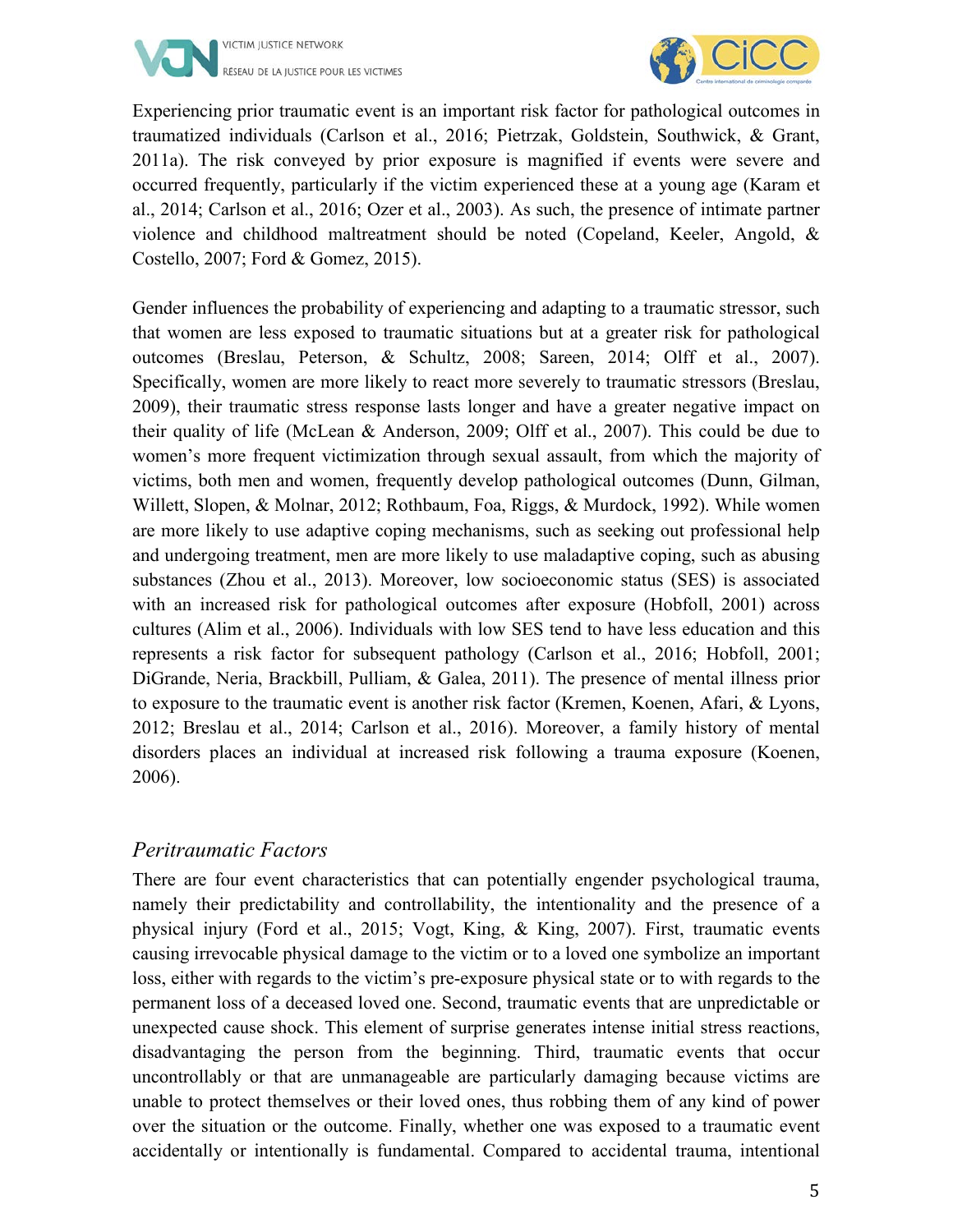Experiencing prior traumatic event is an important risk factor for pathological outcomes in traumatized individuals (Carlson et al., 2016; Pietrzak, Goldstein, Southwick, & Grant, 2011a). The risk conveyed by prior exposure is magnified if events were severe and occurred frequently, particularly if the victim experienced these at a young age (Karam et al., 2014; Carlson et al., 2016; Ozer et al., 2003). As such, the presence of intimate partner violence and childhood maltreatment should be noted (Copeland, Keeler, Angold, & Costello, 2007; Ford & Gomez, 2015).

Gender influences the probability of experiencing and adapting to a traumatic stressor, such that women are less exposed to traumatic situations but at a greater risk for pathological outcomes (Breslau, Peterson, & Schultz, 2008; Sareen, 2014; Olff et al., 2007). Specifically, women are more likely to react more severely to traumatic stressors (Breslau, 2009), their traumatic stress response lasts longer and have a greater negative impact on their quality of life (McLean & Anderson, 2009; Olff et al., 2007). This could be due to women's more frequent victimization through sexual assault, from which the majority of victims, both men and women, frequently develop pathological outcomes (Dunn, Gilman, Willett, Slopen, & Molnar, 2012; Rothbaum, Foa, Riggs, & Murdock, 1992). While women are more likely to use adaptive coping mechanisms, such as seeking out professional help and undergoing treatment, men are more likely to use maladaptive coping, such as abusing substances (Zhou et al., 2013). Moreover, low socioeconomic status (SES) is associated with an increased risk for pathological outcomes after exposure (Hobfoll, 2001) across cultures (Alim et al., 2006). Individuals with low SES tend to have less education and this represents a risk factor for subsequent pathology (Carlson et al., 2016; Hobfoll, 2001; DiGrande, Neria, Brackbill, Pulliam, & Galea, 2011). The presence of mental illness prior to exposure to the traumatic event is another risk factor (Kremen, Koenen, Afari, & Lyons, 2012; Breslau et al., 2014; Carlson et al., 2016). Moreover, a family history of mental disorders places an individual at increased risk following a trauma exposure (Koenen, 2006).

### *Peritraumatic Factors*

There are four event characteristics that can potentially engender psychological trauma, namely their predictability and controllability, the intentionality and the presence of a physical injury (Ford et al., 2015; Vogt, King, & King, 2007). First, traumatic events causing irrevocable physical damage to the victim or to a loved one symbolize an important loss, either with regards to the victim's pre-exposure physical state or to with regards to the permanent loss of a deceased loved one. Second, traumatic events that are unpredictable or unexpected cause shock. This element of surprise generates intense initial stress reactions, disadvantaging the person from the beginning. Third, traumatic events that occur uncontrollably or that are unmanageable are particularly damaging because victims are unable to protect themselves or their loved ones, thus robbing them of any kind of power over the situation or the outcome. Finally, whether one was exposed to a traumatic event accidentally or intentionally is fundamental. Compared to accidental trauma, intentional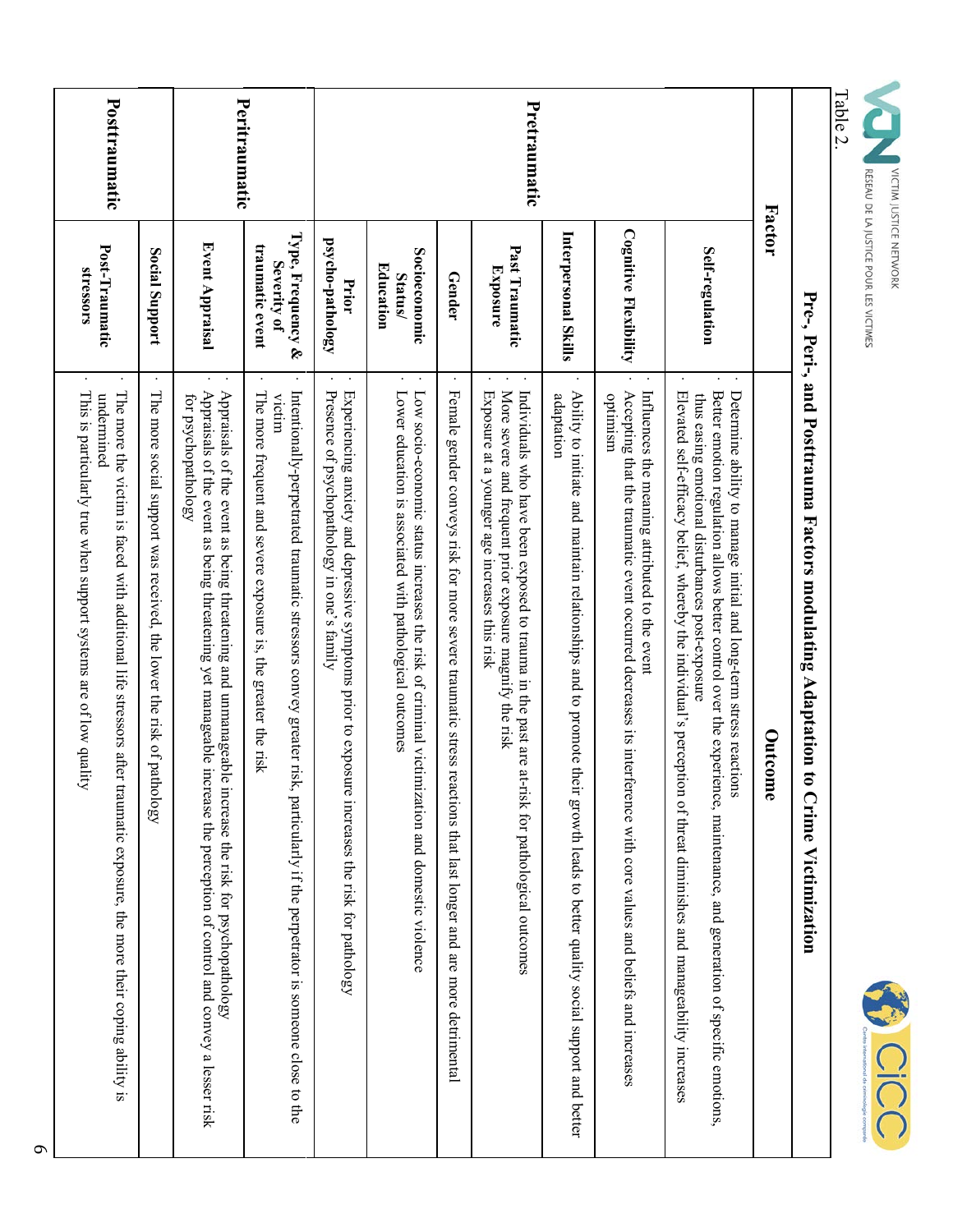Table 2.

**Pre-, Peri-, and Posttrauma Factors modulating Adaptation to Crime Victimization**

| | Factor | Outcome |
|---|---|---|
| **Pretraumatic** | **Self-regulation** | · Determine ability to manage initial and long-term stress reactions<br>· Better emotion regulation allows better control over the experience, maintenance, and generation of specific emotions, thus easing emotional disturbances post-exposure<br>· Elevated self-efficacy belief, whereby the individual's perception of threat diminishes and manageability increases |
| | **Cognitive Flexibility** | · Influences the meaning attributed to the event<br>· Accepting that the traumatic event occurred decreases its interference with core values and beliefs and increases optimism |
| | **Interpersonal Skills** | · Ability to initiate and maintain relationships and to promote their growth leads to better quality social support and better adaptation |
| | **Past Traumatic Exposure** | · Individuals who have been exposed to trauma in the past are at-risk for pathological outcomes<br>· More severe and frequent prior exposure magnify the risk<br>· Exposure at a younger age increases this risk |
| | **Gender** | · Female gender conveys risk for more severe traumatic stress reactions that last longer and are more detrimental |
| | **Socioeconomic Status/ Education** | · Low socio-economic status increases the risk of criminal victimization and domestic violence<br>· Lower education is associated with pathological outcomes |
| | **Prior psycho-pathology** | · Experiencing anxiety and depressive symptoms prior to exposure increases the risk for pathology<br>· Presence of psychopathology in one's family |
| **Peritraumatic** | **Type, Frequency & Severity of traumatic event** | · Intentionally-perpetrated traumatic stressors convey greater risk, particularly if the perpetrator is someone close to the victim<br>· The more frequent and severe exposure is, the greater the risk |
| | **Event Appraisal** | · Appraisals of the event as being threatening and unmanageable increase the risk for psychopathology<br>· Appraisals of the event as being threatening yet manageable increase the perception of control and convey a lesser risk for psychopathology |
| **Posttraumatic** | **Social Support** | · The more social support was received, the lower the risk of pathology |
| | **Post-Traumatic stressors** | · The more the victim is faced with additional life stressors after traumatic exposure, the more their coping ability is undermined<br>· This is particularly true when support systems are of low quality |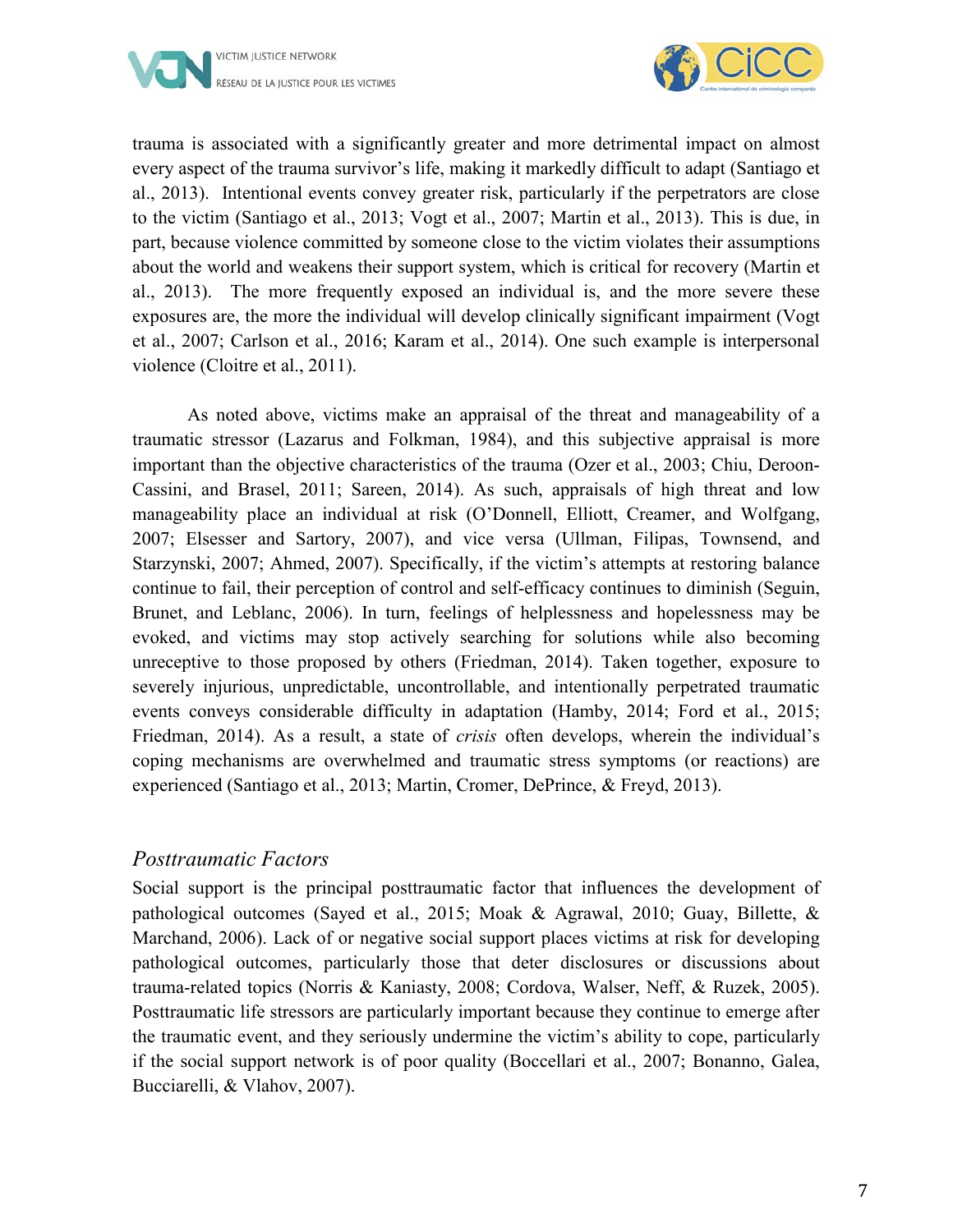trauma is associated with a significantly greater and more detrimental impact on almost every aspect of the trauma survivor's life, making it markedly difficult to adapt (Santiago et al., 2013). Intentional events convey greater risk, particularly if the perpetrators are close to the victim (Santiago et al., 2013; Vogt et al., 2007; Martin et al., 2013). This is due, in part, because violence committed by someone close to the victim violates their assumptions about the world and weakens their support system, which is critical for recovery (Martin et al., 2013). The more frequently exposed an individual is, and the more severe these exposures are, the more the individual will develop clinically significant impairment (Vogt et al., 2007; Carlson et al., 2016; Karam et al., 2014). One such example is interpersonal violence (Cloitre et al., 2011).

As noted above, victims make an appraisal of the threat and manageability of a traumatic stressor (Lazarus and Folkman, 1984), and this subjective appraisal is more important than the objective characteristics of the trauma (Ozer et al., 2003; Chiu, Deroon-Cassini, and Brasel, 2011; Sareen, 2014). As such, appraisals of high threat and low manageability place an individual at risk (O'Donnell, Elliott, Creamer, and Wolfgang, 2007; Elsesser and Sartory, 2007), and vice versa (Ullman, Filipas, Townsend, and Starzynski, 2007; Ahmed, 2007). Specifically, if the victim's attempts at restoring balance continue to fail, their perception of control and self-efficacy continues to diminish (Seguin, Brunet, and Leblanc, 2006). In turn, feelings of helplessness and hopelessness may be evoked, and victims may stop actively searching for solutions while also becoming unreceptive to those proposed by others (Friedman, 2014). Taken together, exposure to severely injurious, unpredictable, uncontrollable, and intentionally perpetrated traumatic events conveys considerable difficulty in adaptation (Hamby, 2014; Ford et al., 2015; Friedman, 2014). As a result, a state of *crisis* often develops, wherein the individual's coping mechanisms are overwhelmed and traumatic stress symptoms (or reactions) are experienced (Santiago et al., 2013; Martin, Cromer, DePrince, & Freyd, 2013).

### *Posttraumatic Factors*

Social support is the principal posttraumatic factor that influences the development of pathological outcomes (Sayed et al., 2015; Moak & Agrawal, 2010; Guay, Billette, & Marchand, 2006). Lack of or negative social support places victims at risk for developing pathological outcomes, particularly those that deter disclosures or discussions about trauma-related topics (Norris & Kaniasty, 2008; Cordova, Walser, Neff, & Ruzek, 2005). Posttraumatic life stressors are particularly important because they continue to emerge after the traumatic event, and they seriously undermine the victim's ability to cope, particularly if the social support network is of poor quality (Boccellari et al., 2007; Bonanno, Galea, Bucciarelli, & Vlahov, 2007).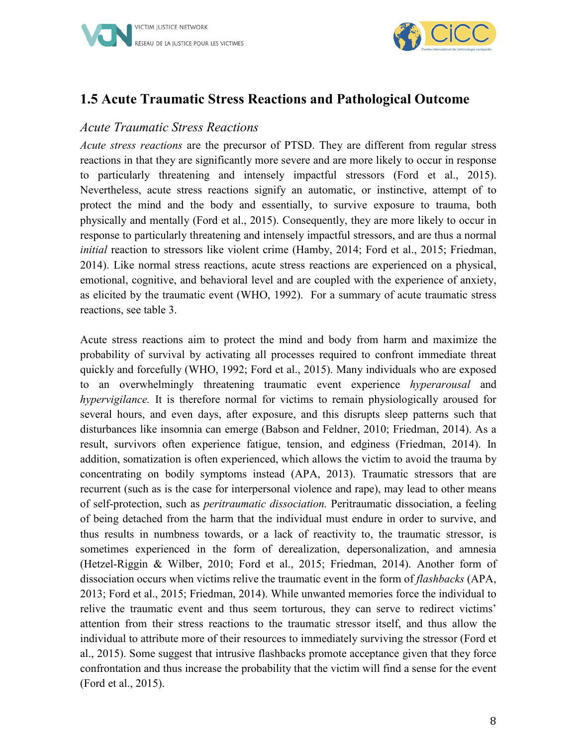## 1.5 Acute Traumatic Stress Reactions and Pathological Outcome

### *Acute Traumatic Stress Reactions*

*Acute stress reactions* are the precursor of PTSD. They are different from regular stress reactions in that they are significantly more severe and are more likely to occur in response to particularly threatening and intensely impactful stressors (Ford et al., 2015). Nevertheless, acute stress reactions signify an automatic, or instinctive, attempt of to protect the mind and the body and essentially, to survive exposure to trauma, both physically and mentally (Ford et al., 2015). Consequently, they are more likely to occur in response to particularly threatening and intensely impactful stressors, and are thus a normal *initial* reaction to stressors like violent crime (Hamby, 2014; Ford et al., 2015; Friedman, 2014). Like normal stress reactions, acute stress reactions are experienced on a physical, emotional, cognitive, and behavioral level and are coupled with the experience of anxiety, as elicited by the traumatic event (WHO, 1992). For a summary of acute traumatic stress reactions, see table 3.

Acute stress reactions aim to protect the mind and body from harm and maximize the probability of survival by activating all processes required to confront immediate threat quickly and forcefully (WHO, 1992; Ford et al., 2015). Many individuals who are exposed to an overwhelmingly threatening traumatic event experience *hyperarousal* and *hypervigilance.* It is therefore normal for victims to remain physiologically aroused for several hours, and even days, after exposure, and this disrupts sleep patterns such that disturbances like insomnia can emerge (Babson and Feldner, 2010; Friedman, 2014). As a result, survivors often experience fatigue, tension, and edginess (Friedman, 2014). In addition, somatization is often experienced, which allows the victim to avoid the trauma by concentrating on bodily symptoms instead (APA, 2013). Traumatic stressors that are recurrent (such as is the case for interpersonal violence and rape), may lead to other means of self-protection, such as *peritraumatic dissociation.* Peritraumatic dissociation, a feeling of being detached from the harm that the individual must endure in order to survive, and thus results in numbness towards, or a lack of reactivity to, the traumatic stressor, is sometimes experienced in the form of derealization, depersonalization, and amnesia (Hetzel-Riggin & Wilber, 2010; Ford et al., 2015; Friedman, 2014). Another form of dissociation occurs when victims relive the traumatic event in the form of *flashbacks* (APA, 2013; Ford et al., 2015; Friedman, 2014). While unwanted memories force the individual to relive the traumatic event and thus seem torturous, they can serve to redirect victims' attention from their stress reactions to the traumatic stressor itself, and thus allow the individual to attribute more of their resources to immediately surviving the stressor (Ford et al., 2015). Some suggest that intrusive flashbacks promote acceptance given that they force confrontation and thus increase the probability that the victim will find a sense for the event (Ford et al., 2015).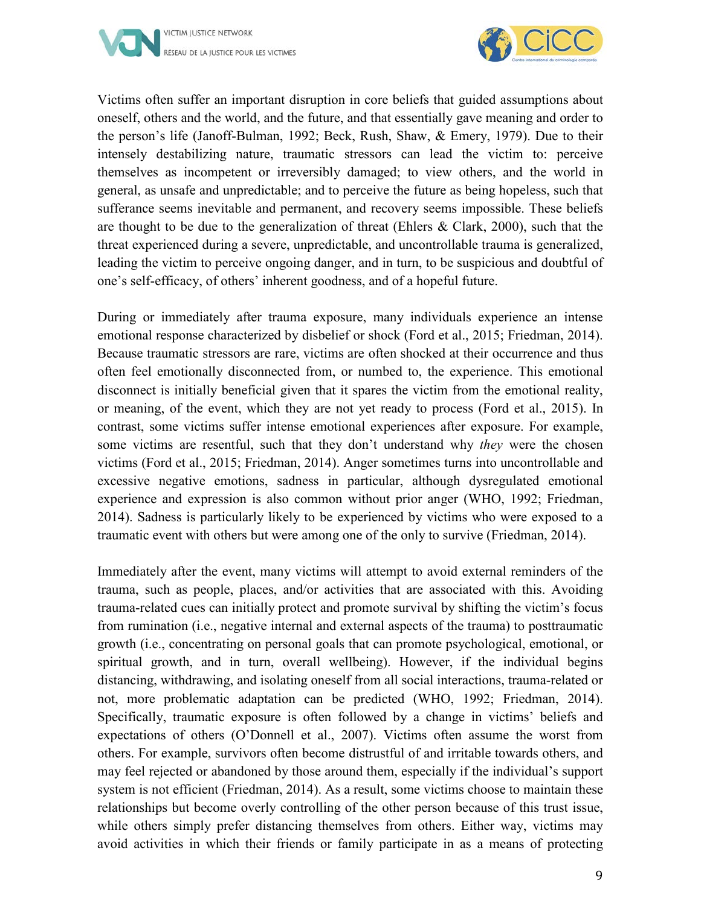Victims often suffer an important disruption in core beliefs that guided assumptions about oneself, others and the world, and the future, and that essentially gave meaning and order to the person's life (Janoff-Bulman, 1992; Beck, Rush, Shaw, & Emery, 1979). Due to their intensely destabilizing nature, traumatic stressors can lead the victim to: perceive themselves as incompetent or irreversibly damaged; to view others, and the world in general, as unsafe and unpredictable; and to perceive the future as being hopeless, such that sufferance seems inevitable and permanent, and recovery seems impossible. These beliefs are thought to be due to the generalization of threat (Ehlers & Clark, 2000), such that the threat experienced during a severe, unpredictable, and uncontrollable trauma is generalized, leading the victim to perceive ongoing danger, and in turn, to be suspicious and doubtful of one's self-efficacy, of others' inherent goodness, and of a hopeful future.

During or immediately after trauma exposure, many individuals experience an intense emotional response characterized by disbelief or shock (Ford et al., 2015; Friedman, 2014). Because traumatic stressors are rare, victims are often shocked at their occurrence and thus often feel emotionally disconnected from, or numbed to, the experience. This emotional disconnect is initially beneficial given that it spares the victim from the emotional reality, or meaning, of the event, which they are not yet ready to process (Ford et al., 2015). In contrast, some victims suffer intense emotional experiences after exposure. For example, some victims are resentful, such that they don't understand why *they* were the chosen victims (Ford et al., 2015; Friedman, 2014). Anger sometimes turns into uncontrollable and excessive negative emotions, sadness in particular, although dysregulated emotional experience and expression is also common without prior anger (WHO, 1992; Friedman, 2014). Sadness is particularly likely to be experienced by victims who were exposed to a traumatic event with others but were among one of the only to survive (Friedman, 2014).

Immediately after the event, many victims will attempt to avoid external reminders of the trauma, such as people, places, and/or activities that are associated with this. Avoiding trauma-related cues can initially protect and promote survival by shifting the victim's focus from rumination (i.e., negative internal and external aspects of the trauma) to posttraumatic growth (i.e., concentrating on personal goals that can promote psychological, emotional, or spiritual growth, and in turn, overall wellbeing). However, if the individual begins distancing, withdrawing, and isolating oneself from all social interactions, trauma-related or not, more problematic adaptation can be predicted (WHO, 1992; Friedman, 2014). Specifically, traumatic exposure is often followed by a change in victims' beliefs and expectations of others (O'Donnell et al., 2007). Victims often assume the worst from others. For example, survivors often become distrustful of and irritable towards others, and may feel rejected or abandoned by those around them, especially if the individual's support system is not efficient (Friedman, 2014). As a result, some victims choose to maintain these relationships but become overly controlling of the other person because of this trust issue, while others simply prefer distancing themselves from others. Either way, victims may avoid activities in which their friends or family participate in as a means of protecting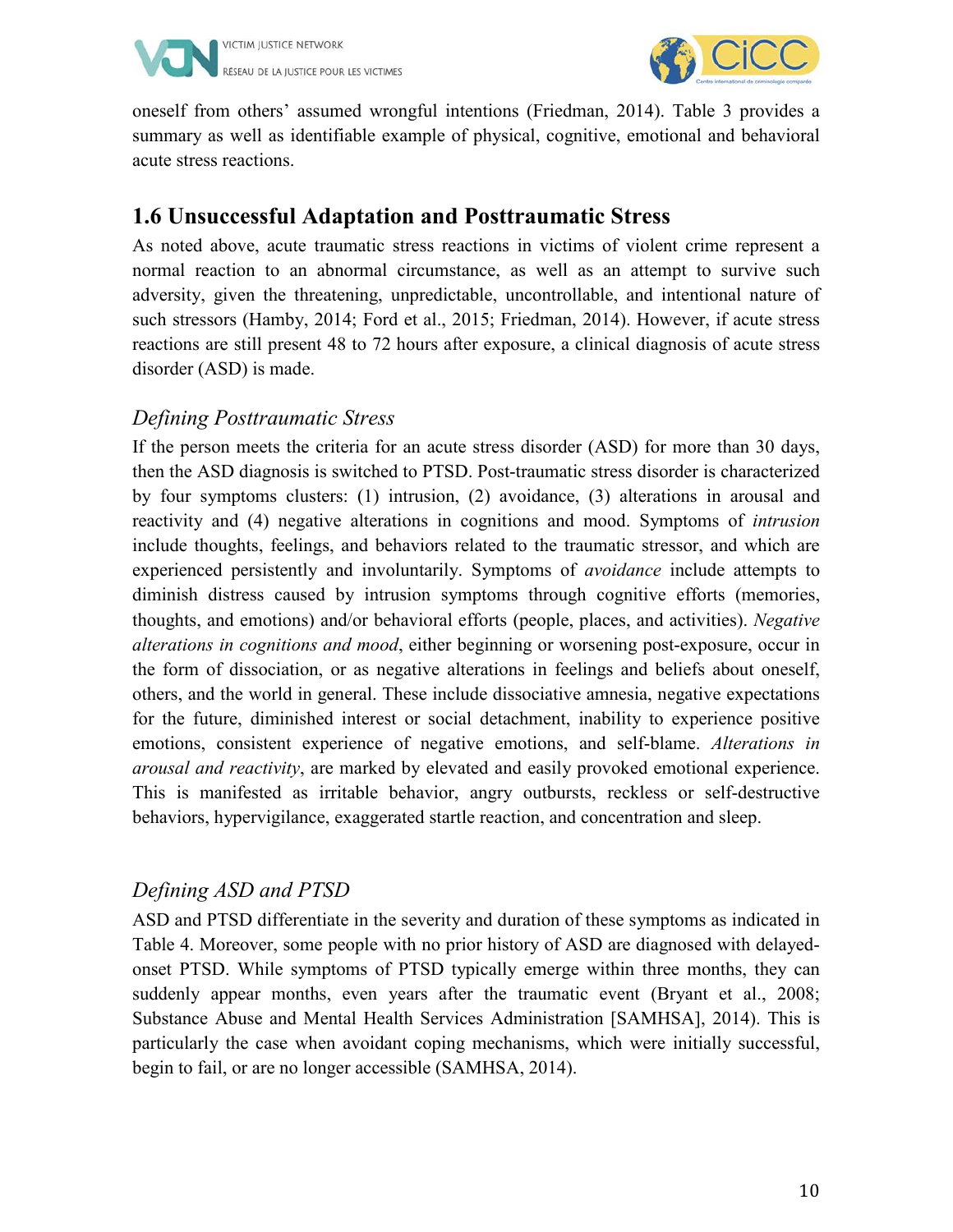oneself from others' assumed wrongful intentions (Friedman, 2014). Table 3 provides a summary as well as identifiable example of physical, cognitive, emotional and behavioral acute stress reactions.

## 1.6 Unsuccessful Adaptation and Posttraumatic Stress

As noted above, acute traumatic stress reactions in victims of violent crime represent a normal reaction to an abnormal circumstance, as well as an attempt to survive such adversity, given the threatening, unpredictable, uncontrollable, and intentional nature of such stressors (Hamby, 2014; Ford et al., 2015; Friedman, 2014). However, if acute stress reactions are still present 48 to 72 hours after exposure, a clinical diagnosis of acute stress disorder (ASD) is made.

### *Defining Posttraumatic Stress*

If the person meets the criteria for an acute stress disorder (ASD) for more than 30 days, then the ASD diagnosis is switched to PTSD. Post-traumatic stress disorder is characterized by four symptoms clusters: (1) intrusion, (2) avoidance, (3) alterations in arousal and reactivity and (4) negative alterations in cognitions and mood. Symptoms of *intrusion* include thoughts, feelings, and behaviors related to the traumatic stressor, and which are experienced persistently and involuntarily. Symptoms of *avoidance* include attempts to diminish distress caused by intrusion symptoms through cognitive efforts (memories, thoughts, and emotions) and/or behavioral efforts (people, places, and activities). *Negative alterations in cognitions and mood*, either beginning or worsening post-exposure, occur in the form of dissociation, or as negative alterations in feelings and beliefs about oneself, others, and the world in general. These include dissociative amnesia, negative expectations for the future, diminished interest or social detachment, inability to experience positive emotions, consistent experience of negative emotions, and self-blame. *Alterations in arousal and reactivity*, are marked by elevated and easily provoked emotional experience. This is manifested as irritable behavior, angry outbursts, reckless or self-destructive behaviors, hypervigilance, exaggerated startle reaction, and concentration and sleep.

### *Defining ASD and PTSD*

ASD and PTSD differentiate in the severity and duration of these symptoms as indicated in Table 4. Moreover, some people with no prior history of ASD are diagnosed with delayed-onset PTSD. While symptoms of PTSD typically emerge within three months, they can suddenly appear months, even years after the traumatic event (Bryant et al., 2008; Substance Abuse and Mental Health Services Administration [SAMHSA], 2014). This is particularly the case when avoidant coping mechanisms, which were initially successful, begin to fail, or are no longer accessible (SAMHSA, 2014).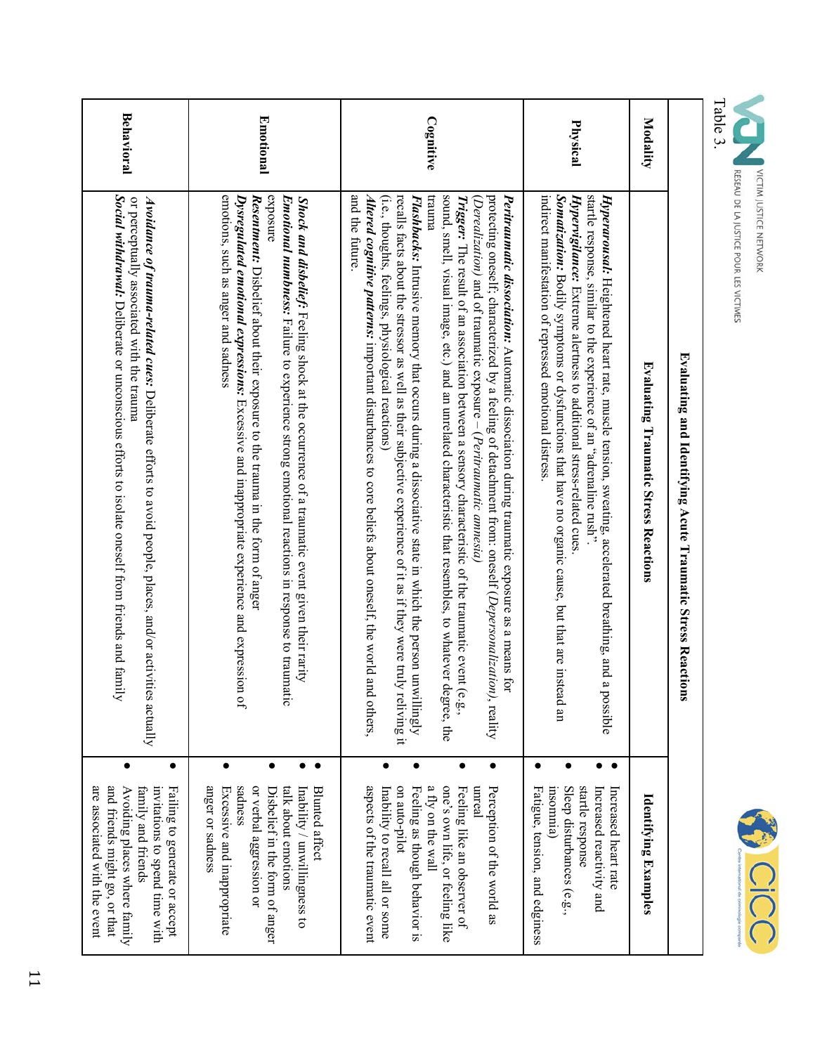Table 3.

| Evaluating and Identifying Acute Traumatic Stress Reactions | | |
|---|---|---|
| **Modality** | **Evaluating Traumatic Stress Reactions** | **Identifying Examples** |
| **Physical** | ***Hyperarousal:*** Heightened heart rate, muscle tension, sweating, accelerated breathing, and a possible startle response, similar to the experience of an "adrenaline rush". <br> ***Hypervigilance:*** Extreme alertness to additional stress-related cues. <br> ***Somatization:*** Bodily symptoms or dysfunctions that have no organic cause, but that are instead an indirect manifestation of repressed emotional distress. | • Increased heart rate <br> • Increased reactivity and startle response <br> • Sleep disturbances (e.g., insomnia) <br> • Fatigue, tension, and edginess |
| **Cognitive** | ***Peritraumatic dissociation:*** Automatic dissociation during traumatic exposure as a means for protecting oneself; characterized by a feeling of detachment from: oneself (*Depersonalization*), reality (*Derealization*) and of traumatic exposure – (*Peritraumatic amnesia*) <br> ***Trigger:*** The result of an association between a sensory characteristic of the traumatic event (e.g., sound, smell, visual image, etc.) and an unrelated characteristic that resembles, to whatever degree, the trauma <br> ***Flashbacks:*** Intrusive memory that occurs during a dissociative state in which the person unwillingly recalls facts about the stressor as well as their subjective experience of it as if they were truly reliving it (i.e., thoughts, feelings, physiological reactions) <br> ***Altered cognitive patterns:*** important disturbances to core beliefs about oneself, the world and others, and the future. | • Perception of the world as unreal <br> • Feeling like an observer of one's own life, or feeling like a fly on the wall <br> • Feeling as though behavior is on auto-pilot <br> • Inability to recall all or some aspects of the traumatic event |
| **Emotional** | ***Shock and disbelief:*** Feeling shock at the occurrence of a traumatic event given their rarity <br> ***Emotional numbness:*** Failure to experience strong emotional reactions in response to traumatic exposure <br> ***Resentment:*** Disbelief about their exposure to the trauma in the form of anger <br> ***Dysregulated emotional expressions:*** Excessive and inappropriate experience and expression of emotions, such as anger and sadness | • Blunted affect <br> • Inability / unwillingness to talk about emotions <br> • Disbelief in the form of anger or verbal aggression or sadness <br> • Excessive and inappropriate anger or sadness |
| **Behavioral** | ***Avoidance of trauma-related cues:*** Deliberate efforts to avoid people, places, and/or activities actually or perceptually associated with the trauma <br> ***Social withdrawal:*** Deliberate or unconscious efforts to isolate oneself from friends and family | • Failing to generate or accept invitations to spend time with family and friends <br> • Avoiding places where family and friends might go, or that are associated with the event |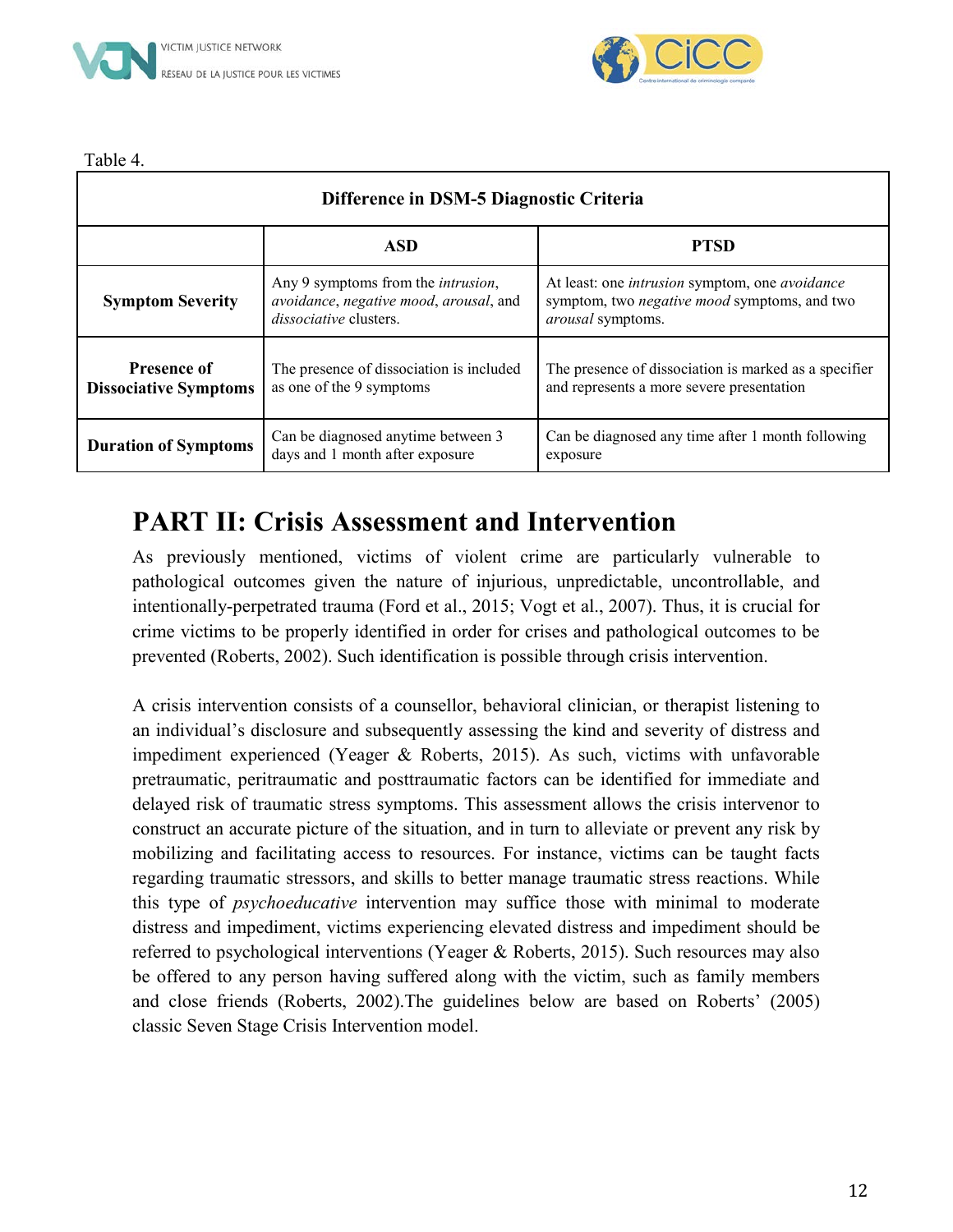Table 4.

| Difference in DSM-5 Diagnostic Criteria | | |
|---|---|---|
| | **ASD** | **PTSD** |
| **Symptom Severity** | Any 9 symptoms from the *intrusion*, *avoidance*, *negative mood*, *arousal*, and *dissociative* clusters. | At least: one *intrusion* symptom, one *avoidance* symptom, two *negative mood* symptoms, and two *arousal* symptoms. |
| **Presence of Dissociative Symptoms** | The presence of dissociation is included as one of the 9 symptoms | The presence of dissociation is marked as a specifier and represents a more severe presentation |
| **Duration of Symptoms** | Can be diagnosed anytime between 3 days and 1 month after exposure | Can be diagnosed any time after 1 month following exposure |

# PART II: Crisis Assessment and Intervention

As previously mentioned, victims of violent crime are particularly vulnerable to pathological outcomes given the nature of injurious, unpredictable, uncontrollable, and intentionally-perpetrated trauma (Ford et al., 2015; Vogt et al., 2007). Thus, it is crucial for crime victims to be properly identified in order for crises and pathological outcomes to be prevented (Roberts, 2002). Such identification is possible through crisis intervention.

A crisis intervention consists of a counsellor, behavioral clinician, or therapist listening to an individual's disclosure and subsequently assessing the kind and severity of distress and impediment experienced (Yeager & Roberts, 2015). As such, victims with unfavorable pretraumatic, peritraumatic and posttraumatic factors can be identified for immediate and delayed risk of traumatic stress symptoms. This assessment allows the crisis intervenor to construct an accurate picture of the situation, and in turn to alleviate or prevent any risk by mobilizing and facilitating access to resources. For instance, victims can be taught facts regarding traumatic stressors, and skills to better manage traumatic stress reactions. While this type of *psychoeducative* intervention may suffice those with minimal to moderate distress and impediment, victims experiencing elevated distress and impediment should be referred to psychological interventions (Yeager & Roberts, 2015). Such resources may also be offered to any person having suffered along with the victim, such as family members and close friends (Roberts, 2002).The guidelines below are based on Roberts' (2005) classic Seven Stage Crisis Intervention model.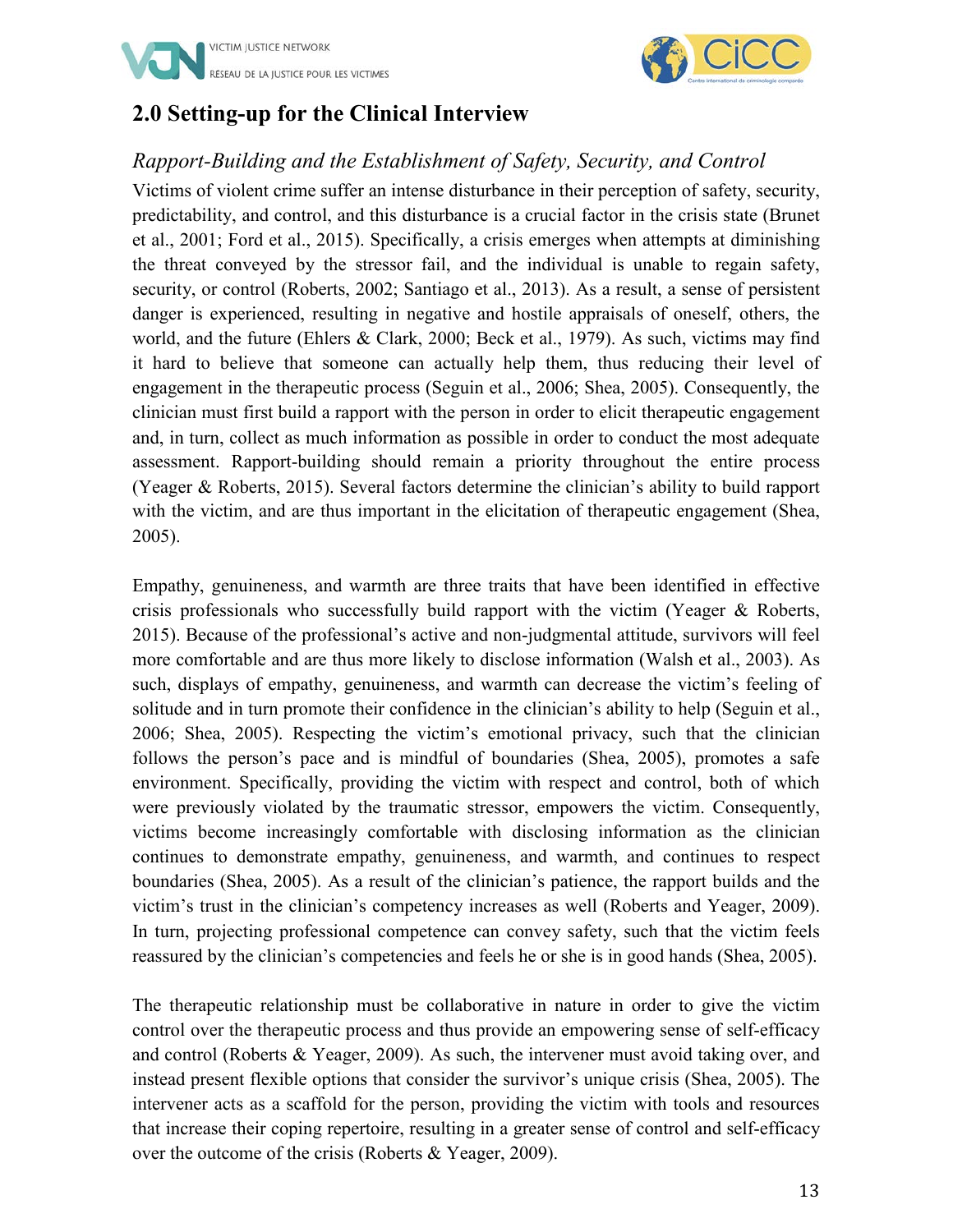## 2.0 Setting-up for the Clinical Interview

### *Rapport-Building and the Establishment of Safety, Security, and Control*

Victims of violent crime suffer an intense disturbance in their perception of safety, security, predictability, and control, and this disturbance is a crucial factor in the crisis state (Brunet et al., 2001; Ford et al., 2015). Specifically, a crisis emerges when attempts at diminishing the threat conveyed by the stressor fail, and the individual is unable to regain safety, security, or control (Roberts, 2002; Santiago et al., 2013). As a result, a sense of persistent danger is experienced, resulting in negative and hostile appraisals of oneself, others, the world, and the future (Ehlers & Clark, 2000; Beck et al., 1979). As such, victims may find it hard to believe that someone can actually help them, thus reducing their level of engagement in the therapeutic process (Seguin et al., 2006; Shea, 2005). Consequently, the clinician must first build a rapport with the person in order to elicit therapeutic engagement and, in turn, collect as much information as possible in order to conduct the most adequate assessment. Rapport-building should remain a priority throughout the entire process (Yeager & Roberts, 2015). Several factors determine the clinician's ability to build rapport with the victim, and are thus important in the elicitation of therapeutic engagement (Shea, 2005).

Empathy, genuineness, and warmth are three traits that have been identified in effective crisis professionals who successfully build rapport with the victim (Yeager & Roberts, 2015). Because of the professional's active and non-judgmental attitude, survivors will feel more comfortable and are thus more likely to disclose information (Walsh et al., 2003). As such, displays of empathy, genuineness, and warmth can decrease the victim's feeling of solitude and in turn promote their confidence in the clinician's ability to help (Seguin et al., 2006; Shea, 2005). Respecting the victim's emotional privacy, such that the clinician follows the person's pace and is mindful of boundaries (Shea, 2005), promotes a safe environment. Specifically, providing the victim with respect and control, both of which were previously violated by the traumatic stressor, empowers the victim. Consequently, victims become increasingly comfortable with disclosing information as the clinician continues to demonstrate empathy, genuineness, and warmth, and continues to respect boundaries (Shea, 2005). As a result of the clinician's patience, the rapport builds and the victim's trust in the clinician's competency increases as well (Roberts and Yeager, 2009). In turn, projecting professional competence can convey safety, such that the victim feels reassured by the clinician's competencies and feels he or she is in good hands (Shea, 2005).

The therapeutic relationship must be collaborative in nature in order to give the victim control over the therapeutic process and thus provide an empowering sense of self-efficacy and control (Roberts & Yeager, 2009). As such, the intervener must avoid taking over, and instead present flexible options that consider the survivor's unique crisis (Shea, 2005). The intervener acts as a scaffold for the person, providing the victim with tools and resources that increase their coping repertoire, resulting in a greater sense of control and self-efficacy over the outcome of the crisis (Roberts & Yeager, 2009).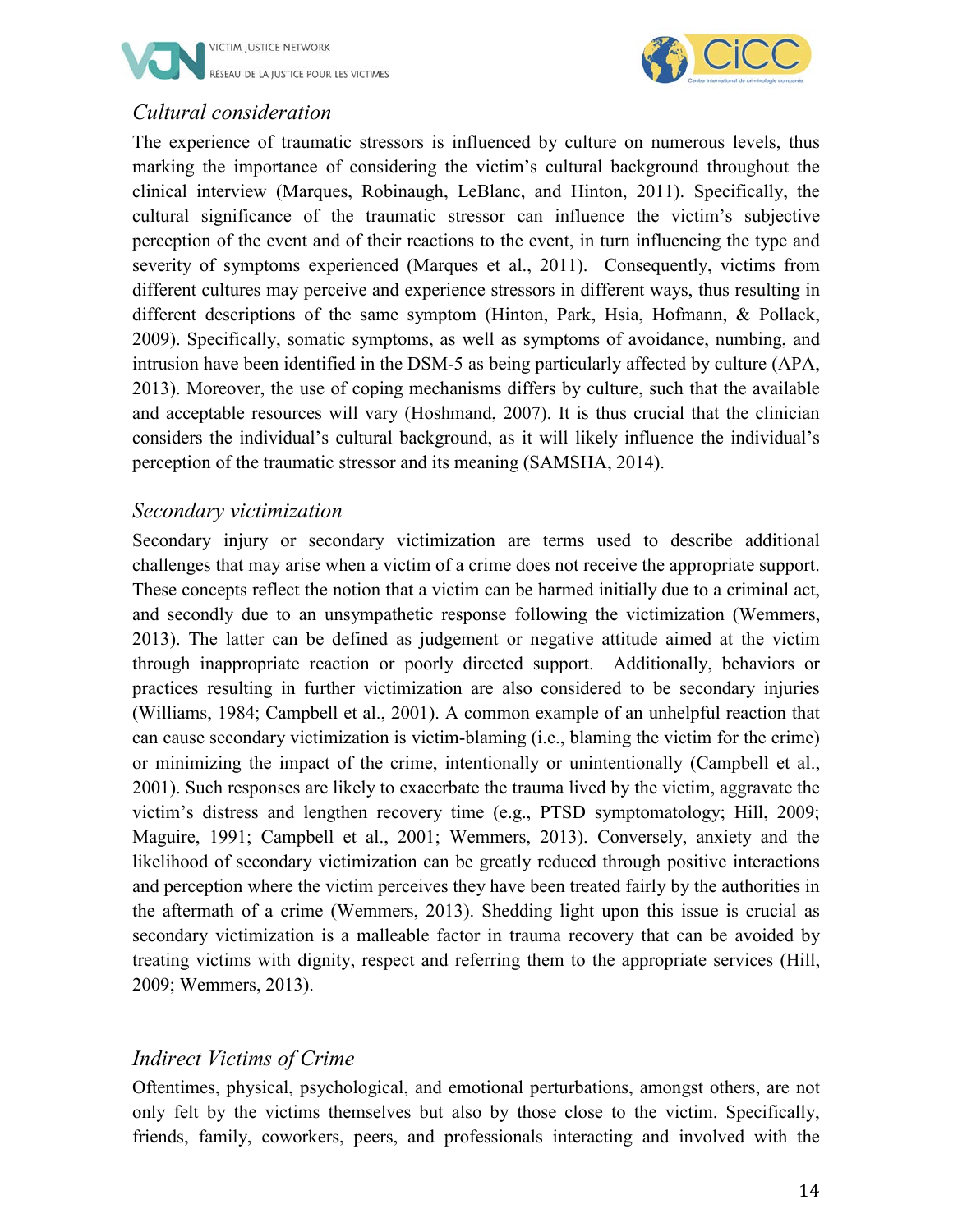### *Cultural consideration*

The experience of traumatic stressors is influenced by culture on numerous levels, thus marking the importance of considering the victim's cultural background throughout the clinical interview (Marques, Robinaugh, LeBlanc, and Hinton, 2011). Specifically, the cultural significance of the traumatic stressor can influence the victim's subjective perception of the event and of their reactions to the event, in turn influencing the type and severity of symptoms experienced (Marques et al., 2011). Consequently, victims from different cultures may perceive and experience stressors in different ways, thus resulting in different descriptions of the same symptom (Hinton, Park, Hsia, Hofmann, & Pollack, 2009). Specifically, somatic symptoms, as well as symptoms of avoidance, numbing, and intrusion have been identified in the DSM-5 as being particularly affected by culture (APA, 2013). Moreover, the use of coping mechanisms differs by culture, such that the available and acceptable resources will vary (Hoshmand, 2007). It is thus crucial that the clinician considers the individual's cultural background, as it will likely influence the individual's perception of the traumatic stressor and its meaning (SAMSHA, 2014).

### *Secondary victimization*

Secondary injury or secondary victimization are terms used to describe additional challenges that may arise when a victim of a crime does not receive the appropriate support. These concepts reflect the notion that a victim can be harmed initially due to a criminal act, and secondly due to an unsympathetic response following the victimization (Wemmers, 2013). The latter can be defined as judgement or negative attitude aimed at the victim through inappropriate reaction or poorly directed support. Additionally, behaviors or practices resulting in further victimization are also considered to be secondary injuries (Williams, 1984; Campbell et al., 2001). A common example of an unhelpful reaction that can cause secondary victimization is victim-blaming (i.e., blaming the victim for the crime) or minimizing the impact of the crime, intentionally or unintentionally (Campbell et al., 2001). Such responses are likely to exacerbate the trauma lived by the victim, aggravate the victim's distress and lengthen recovery time (e.g., PTSD symptomatology; Hill, 2009; Maguire, 1991; Campbell et al., 2001; Wemmers, 2013). Conversely, anxiety and the likelihood of secondary victimization can be greatly reduced through positive interactions and perception where the victim perceives they have been treated fairly by the authorities in the aftermath of a crime (Wemmers, 2013). Shedding light upon this issue is crucial as secondary victimization is a malleable factor in trauma recovery that can be avoided by treating victims with dignity, respect and referring them to the appropriate services (Hill, 2009; Wemmers, 2013).

### *Indirect Victims of Crime*

Oftentimes, physical, psychological, and emotional perturbations, amongst others, are not only felt by the victims themselves but also by those close to the victim. Specifically, friends, family, coworkers, peers, and professionals interacting and involved with the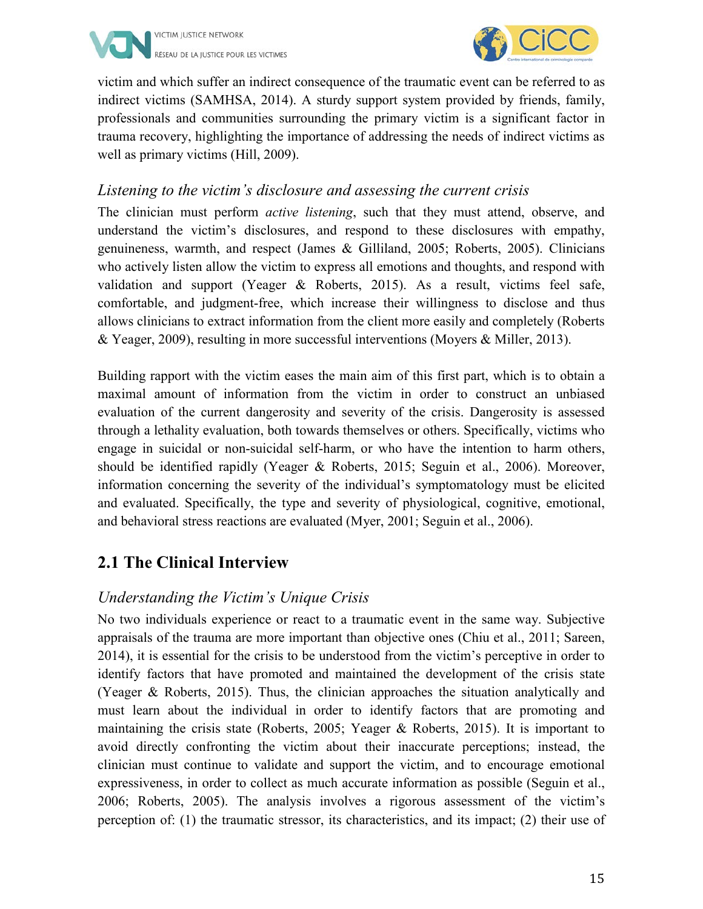victim and which suffer an indirect consequence of the traumatic event can be referred to as indirect victims (SAMHSA, 2014). A sturdy support system provided by friends, family, professionals and communities surrounding the primary victim is a significant factor in trauma recovery, highlighting the importance of addressing the needs of indirect victims as well as primary victims (Hill, 2009).

### *Listening to the victim's disclosure and assessing the current crisis*

The clinician must perform *active listening*, such that they must attend, observe, and understand the victim's disclosures, and respond to these disclosures with empathy, genuineness, warmth, and respect (James & Gilliland, 2005; Roberts, 2005). Clinicians who actively listen allow the victim to express all emotions and thoughts, and respond with validation and support (Yeager & Roberts, 2015). As a result, victims feel safe, comfortable, and judgment-free, which increase their willingness to disclose and thus allows clinicians to extract information from the client more easily and completely (Roberts & Yeager, 2009), resulting in more successful interventions (Moyers & Miller, 2013).

Building rapport with the victim eases the main aim of this first part, which is to obtain a maximal amount of information from the victim in order to construct an unbiased evaluation of the current dangerosity and severity of the crisis. Dangerosity is assessed through a lethality evaluation, both towards themselves or others. Specifically, victims who engage in suicidal or non-suicidal self-harm, or who have the intention to harm others, should be identified rapidly (Yeager & Roberts, 2015; Seguin et al., 2006). Moreover, information concerning the severity of the individual's symptomatology must be elicited and evaluated. Specifically, the type and severity of physiological, cognitive, emotional, and behavioral stress reactions are evaluated (Myer, 2001; Seguin et al., 2006).

## 2.1 The Clinical Interview

### *Understanding the Victim's Unique Crisis*

No two individuals experience or react to a traumatic event in the same way. Subjective appraisals of the trauma are more important than objective ones (Chiu et al., 2011; Sareen, 2014), it is essential for the crisis to be understood from the victim's perceptive in order to identify factors that have promoted and maintained the development of the crisis state (Yeager & Roberts, 2015). Thus, the clinician approaches the situation analytically and must learn about the individual in order to identify factors that are promoting and maintaining the crisis state (Roberts, 2005; Yeager & Roberts, 2015). It is important to avoid directly confronting the victim about their inaccurate perceptions; instead, the clinician must continue to validate and support the victim, and to encourage emotional expressiveness, in order to collect as much accurate information as possible (Seguin et al., 2006; Roberts, 2005). The analysis involves a rigorous assessment of the victim's perception of: (1) the traumatic stressor, its characteristics, and its impact; (2) their use of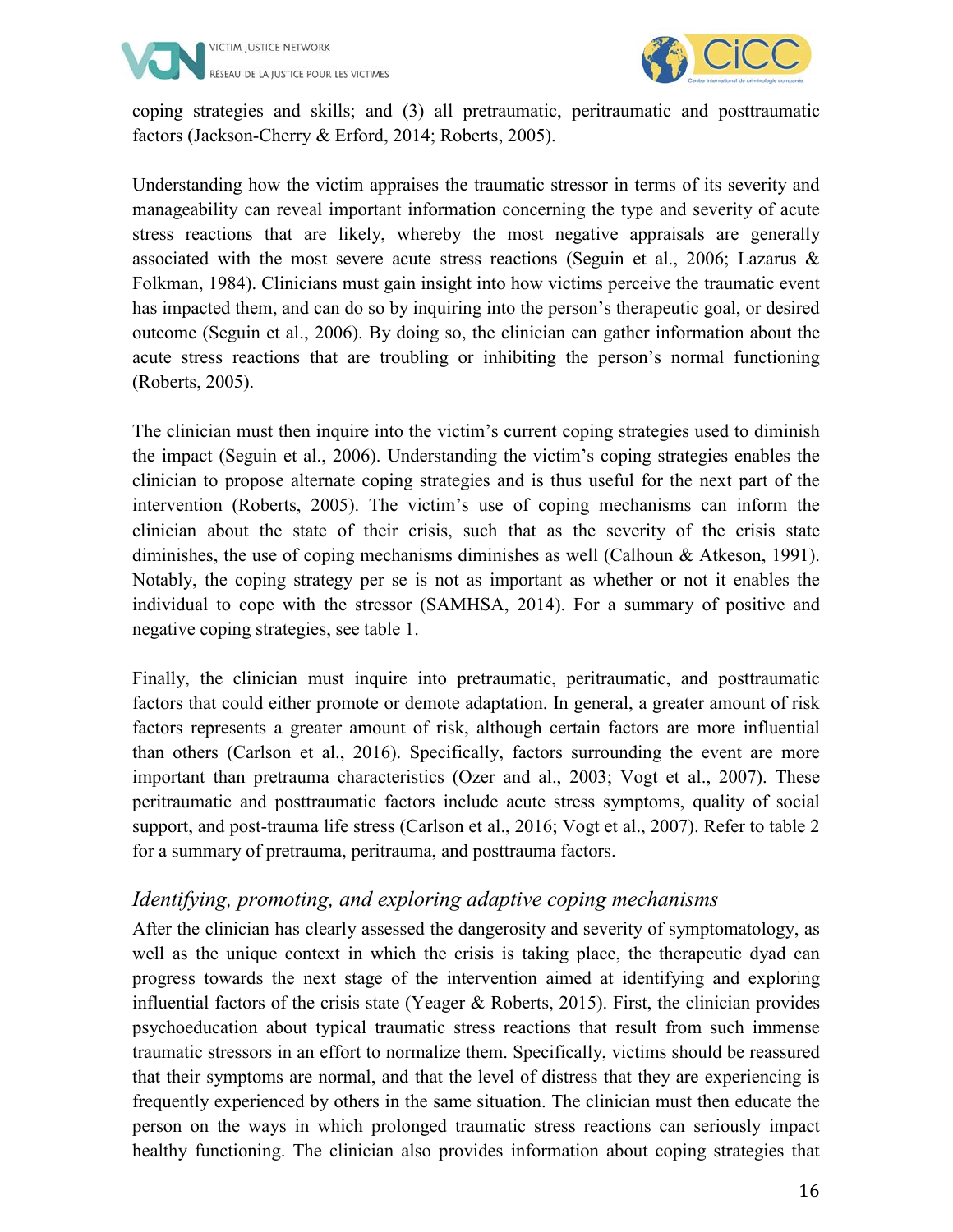coping strategies and skills; and (3) all pretraumatic, peritraumatic and posttraumatic factors (Jackson-Cherry & Erford, 2014; Roberts, 2005).

Understanding how the victim appraises the traumatic stressor in terms of its severity and manageability can reveal important information concerning the type and severity of acute stress reactions that are likely, whereby the most negative appraisals are generally associated with the most severe acute stress reactions (Seguin et al., 2006; Lazarus & Folkman, 1984). Clinicians must gain insight into how victims perceive the traumatic event has impacted them, and can do so by inquiring into the person's therapeutic goal, or desired outcome (Seguin et al., 2006). By doing so, the clinician can gather information about the acute stress reactions that are troubling or inhibiting the person's normal functioning (Roberts, 2005).

The clinician must then inquire into the victim's current coping strategies used to diminish the impact (Seguin et al., 2006). Understanding the victim's coping strategies enables the clinician to propose alternate coping strategies and is thus useful for the next part of the intervention (Roberts, 2005). The victim's use of coping mechanisms can inform the clinician about the state of their crisis, such that as the severity of the crisis state diminishes, the use of coping mechanisms diminishes as well (Calhoun & Atkeson, 1991). Notably, the coping strategy per se is not as important as whether or not it enables the individual to cope with the stressor (SAMHSA, 2014). For a summary of positive and negative coping strategies, see table 1.

Finally, the clinician must inquire into pretraumatic, peritraumatic, and posttraumatic factors that could either promote or demote adaptation. In general, a greater amount of risk factors represents a greater amount of risk, although certain factors are more influential than others (Carlson et al., 2016). Specifically, factors surrounding the event are more important than pretrauma characteristics (Ozer and al., 2003; Vogt et al., 2007). These peritraumatic and posttraumatic factors include acute stress symptoms, quality of social support, and post-trauma life stress (Carlson et al., 2016; Vogt et al., 2007). Refer to table 2 for a summary of pretrauma, peritrauma, and posttrauma factors.

### *Identifying, promoting, and exploring adaptive coping mechanisms*

After the clinician has clearly assessed the dangerosity and severity of symptomatology, as well as the unique context in which the crisis is taking place, the therapeutic dyad can progress towards the next stage of the intervention aimed at identifying and exploring influential factors of the crisis state (Yeager & Roberts, 2015). First, the clinician provides psychoeducation about typical traumatic stress reactions that result from such immense traumatic stressors in an effort to normalize them. Specifically, victims should be reassured that their symptoms are normal, and that the level of distress that they are experiencing is frequently experienced by others in the same situation. The clinician must then educate the person on the ways in which prolonged traumatic stress reactions can seriously impact healthy functioning. The clinician also provides information about coping strategies that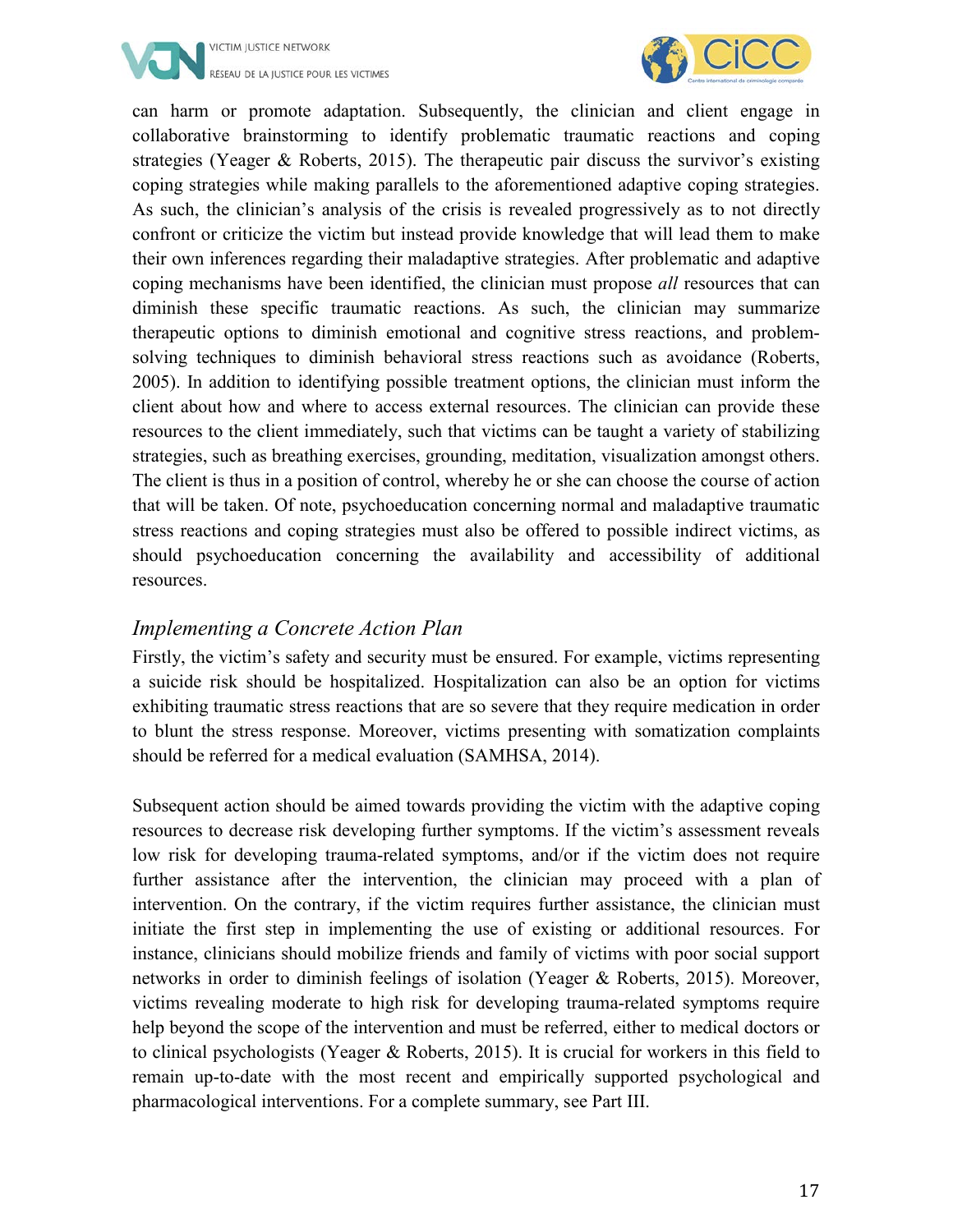can harm or promote adaptation. Subsequently, the clinician and client engage in collaborative brainstorming to identify problematic traumatic reactions and coping strategies (Yeager & Roberts, 2015). The therapeutic pair discuss the survivor's existing coping strategies while making parallels to the aforementioned adaptive coping strategies. As such, the clinician's analysis of the crisis is revealed progressively as to not directly confront or criticize the victim but instead provide knowledge that will lead them to make their own inferences regarding their maladaptive strategies. After problematic and adaptive coping mechanisms have been identified, the clinician must propose *all* resources that can diminish these specific traumatic reactions. As such, the clinician may summarize therapeutic options to diminish emotional and cognitive stress reactions, and problem-solving techniques to diminish behavioral stress reactions such as avoidance (Roberts, 2005). In addition to identifying possible treatment options, the clinician must inform the client about how and where to access external resources. The clinician can provide these resources to the client immediately, such that victims can be taught a variety of stabilizing strategies, such as breathing exercises, grounding, meditation, visualization amongst others. The client is thus in a position of control, whereby he or she can choose the course of action that will be taken. Of note, psychoeducation concerning normal and maladaptive traumatic stress reactions and coping strategies must also be offered to possible indirect victims, as should psychoeducation concerning the availability and accessibility of additional resources.

### *Implementing a Concrete Action Plan*

Firstly, the victim's safety and security must be ensured. For example, victims representing a suicide risk should be hospitalized. Hospitalization can also be an option for victims exhibiting traumatic stress reactions that are so severe that they require medication in order to blunt the stress response. Moreover, victims presenting with somatization complaints should be referred for a medical evaluation (SAMHSA, 2014).

Subsequent action should be aimed towards providing the victim with the adaptive coping resources to decrease risk developing further symptoms. If the victim's assessment reveals low risk for developing trauma-related symptoms, and/or if the victim does not require further assistance after the intervention, the clinician may proceed with a plan of intervention. On the contrary, if the victim requires further assistance, the clinician must initiate the first step in implementing the use of existing or additional resources. For instance, clinicians should mobilize friends and family of victims with poor social support networks in order to diminish feelings of isolation (Yeager & Roberts, 2015). Moreover, victims revealing moderate to high risk for developing trauma-related symptoms require help beyond the scope of the intervention and must be referred, either to medical doctors or to clinical psychologists (Yeager & Roberts, 2015). It is crucial for workers in this field to remain up-to-date with the most recent and empirically supported psychological and pharmacological interventions. For a complete summary, see Part III.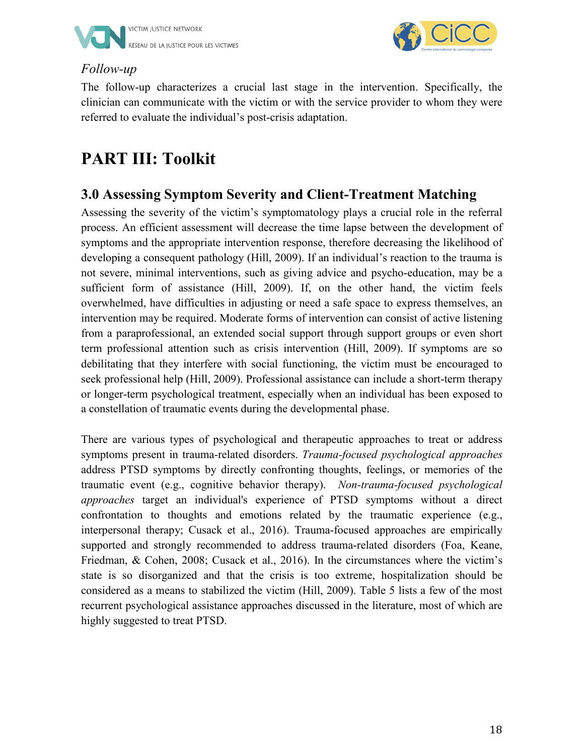*Follow-up*

The follow-up characterizes a crucial last stage in the intervention. Specifically, the clinician can communicate with the victim or with the service provider to whom they were referred to evaluate the individual's post-crisis adaptation.

# PART III: Toolkit

## 3.0 Assessing Symptom Severity and Client-Treatment Matching

Assessing the severity of the victim's symptomatology plays a crucial role in the referral process. An efficient assessment will decrease the time lapse between the development of symptoms and the appropriate intervention response, therefore decreasing the likelihood of developing a consequent pathology (Hill, 2009). If an individual's reaction to the trauma is not severe, minimal interventions, such as giving advice and psycho-education, may be a sufficient form of assistance (Hill, 2009). If, on the other hand, the victim feels overwhelmed, have difficulties in adjusting or need a safe space to express themselves, an intervention may be required. Moderate forms of intervention can consist of active listening from a paraprofessional, an extended social support through support groups or even short term professional attention such as crisis intervention (Hill, 2009). If symptoms are so debilitating that they interfere with social functioning, the victim must be encouraged to seek professional help (Hill, 2009). Professional assistance can include a short-term therapy or longer-term psychological treatment, especially when an individual has been exposed to a constellation of traumatic events during the developmental phase.

There are various types of psychological and therapeutic approaches to treat or address symptoms present in trauma-related disorders. *Trauma-focused psychological approaches* address PTSD symptoms by directly confronting thoughts, feelings, or memories of the traumatic event (e.g., cognitive behavior therapy). *Non-trauma-focused psychological approaches* target an individual's experience of PTSD symptoms without a direct confrontation to thoughts and emotions related by the traumatic experience (e.g., interpersonal therapy; Cusack et al., 2016). Trauma-focused approaches are empirically supported and strongly recommended to address trauma-related disorders (Foa, Keane, Friedman, & Cohen, 2008; Cusack et al., 2016). In the circumstances where the victim's state is so disorganized and that the crisis is too extreme, hospitalization should be considered as a means to stabilized the victim (Hill, 2009). Table 5 lists a few of the most recurrent psychological assistance approaches discussed in the literature, most of which are highly suggested to treat PTSD.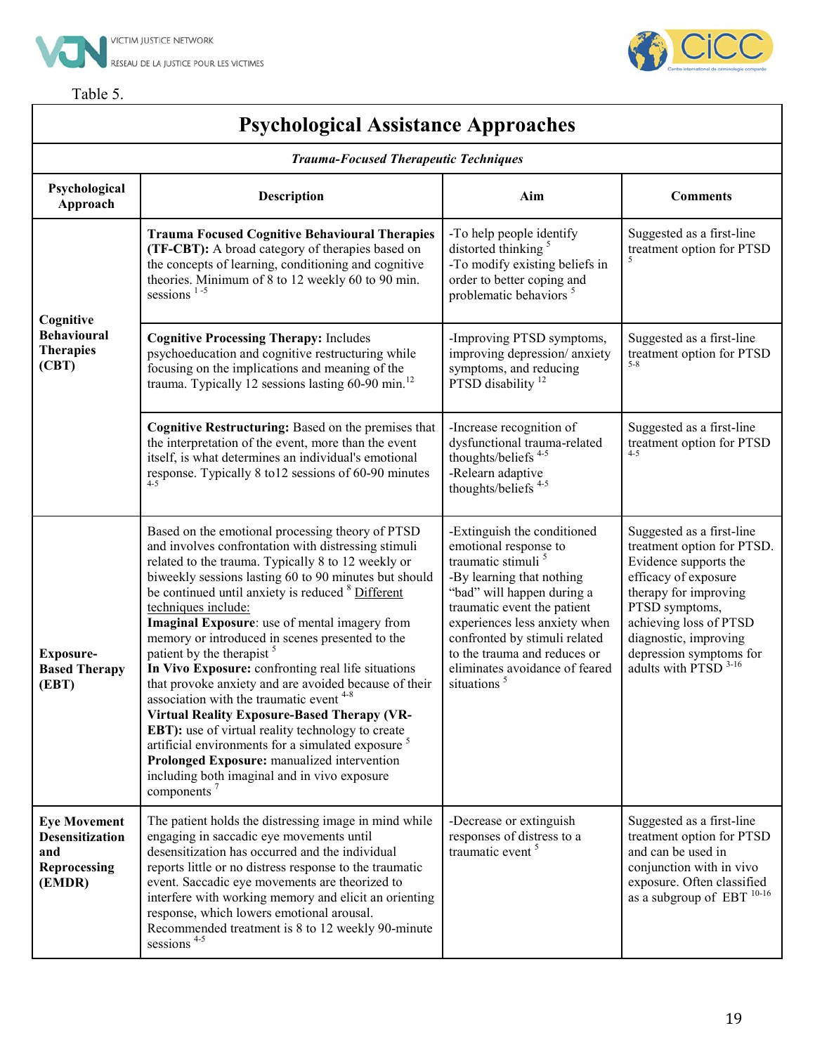Table 5.

| Psychological Assistance Approaches | | | |
|---|---|---|---|
| ***Trauma-Focused Therapeutic Techniques*** | | | |
| **Psychological Approach** | **Description** | **Aim** | **Comments** |
| **Cognitive Behavioural Therapies (CBT)** | **Trauma Focused Cognitive Behavioural Therapies (TF-CBT):** A broad category of therapies based on the concepts of learning, conditioning and cognitive theories. Minimum of 8 to 12 weekly 60 to 90 min. sessions [1-5] | -To help people identify distorted thinking [5]<br>-To modify existing beliefs in order to better coping and problematic behaviors [5] | Suggested as a first-line treatment option for PTSD [5] |
| | **Cognitive Processing Therapy:** Includes psychoeducation and cognitive restructuring while focusing on the implications and meaning of the trauma. Typically 12 sessions lasting 60-90 min.[12] | -Improving PTSD symptoms, improving depression/ anxiety symptoms, and reducing PTSD disability [12] | Suggested as a first-line treatment option for PTSD [5-8] |
| | **Cognitive Restructuring:** Based on the premises that the interpretation of the event, more than the event itself, is what determines an individual's emotional response. Typically 8 to12 sessions of 60-90 minutes [4-5] | -Increase recognition of dysfunctional trauma-related thoughts/beliefs [4-5]<br>-Relearn adaptive thoughts/beliefs [4-5] | Suggested as a first-line treatment option for PTSD [4-5] |
| **Exposure-Based Therapy (EBT)** | Based on the emotional processing theory of PTSD and involves confrontation with distressing stimuli related to the trauma. Typically 8 to 12 weekly or biweekly sessions lasting 60 to 90 minutes but should be continued until anxiety is reduced [8] Different techniques include:<br>**Imaginal Exposure**: use of mental imagery from memory or introduced in scenes presented to the patient by the therapist [5]<br>**In Vivo Exposure:** confronting real life situations that provoke anxiety and are avoided because of their association with the traumatic event [4-8]<br>**Virtual Reality Exposure-Based Therapy (VR-EBT):** use of virtual reality technology to create artificial environments for a simulated exposure [5]<br>**Prolonged Exposure:** manualized intervention including both imaginal and in vivo exposure components [7] | -Extinguish the conditioned emotional response to traumatic stimuli [5]<br>-By learning that nothing "bad" will happen during a traumatic event the patient experiences less anxiety when confronted by stimuli related to the trauma and reduces or eliminates avoidance of feared situations [5] | Suggested as a first-line treatment option for PTSD. Evidence supports the efficacy of exposure therapy for improving PTSD symptoms, achieving loss of PTSD diagnostic, improving depression symptoms for adults with PTSD [3-16] |
| **Eye Movement Desensitization and Reprocessing (EMDR)** | The patient holds the distressing image in mind while engaging in saccadic eye movements until desensitization has occurred and the individual reports little or no distress response to the traumatic event. Saccadic eye movements are theorized to interfere with working memory and elicit an orienting response, which lowers emotional arousal. Recommended treatment is 8 to 12 weekly 90-minute sessions [4-5] | -Decrease or extinguish responses of distress to a traumatic event [5] | Suggested as a first-line treatment option for PTSD and can be used in conjunction with in vivo exposure. Often classified as a subgroup of EBT [10-16] |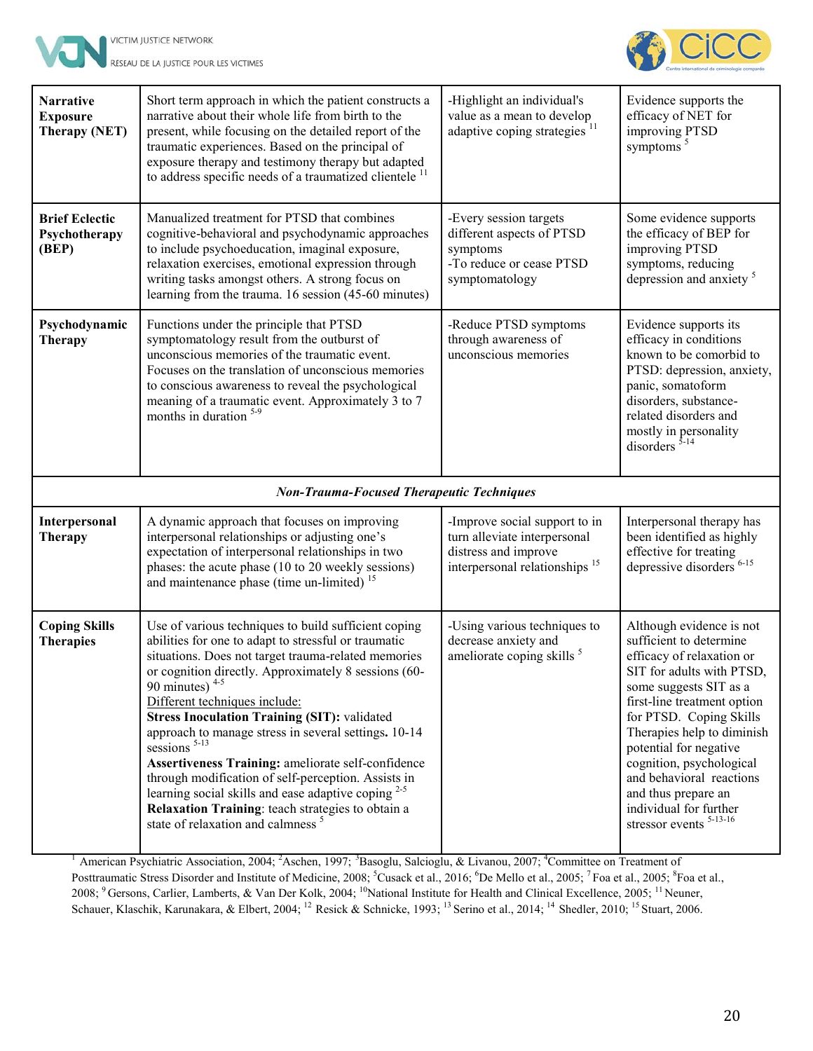| | | | |
|---|---|---|---|
| **Narrative Exposure Therapy (NET)** | Short term approach in which the patient constructs a narrative about their whole life from birth to the present, while focusing on the detailed report of the traumatic experiences. Based on the principal of exposure therapy and testimony therapy but adapted to address specific needs of a traumatized clientele [11] | -Highlight an individual's value as a mean to develop adaptive coping strategies [11] | Evidence supports the efficacy of NET for improving PTSD symptoms [5] |
| **Brief Eclectic Psychotherapy (BEP)** | Manualized treatment for PTSD that combines cognitive-behavioral and psychodynamic approaches to include psychoeducation, imaginal exposure, relaxation exercises, emotional expression through writing tasks amongst others. A strong focus on learning from the trauma. 16 session (45-60 minutes) | -Every session targets different aspects of PTSD symptoms<br>-To reduce or cease PTSD symptomatology | Some evidence supports the efficacy of BEP for improving PTSD symptoms, reducing depression and anxiety [5] |
| **Psychodynamic Therapy** | Functions under the principle that PTSD symptomatology result from the outburst of unconscious memories of the traumatic event. Focuses on the translation of unconscious memories to conscious awareness to reveal the psychological meaning of a traumatic event. Approximately 3 to 7 months in duration [5-9] | -Reduce PTSD symptoms through awareness of unconscious memories | Evidence supports its efficacy in conditions known to be comorbid to PTSD: depression, anxiety, panic, somatoform disorders, substance-related disorders and mostly in personality disorders [5-14] |
| ***Non-Trauma-Focused Therapeutic Techniques*** | | | |
| **Interpersonal Therapy** | A dynamic approach that focuses on improving interpersonal relationships or adjusting one's expectation of interpersonal relationships in two phases: the acute phase (10 to 20 weekly sessions) and maintenance phase (time un-limited) [15] | -Improve social support to in turn alleviate interpersonal distress and improve interpersonal relationships [15] | Interpersonal therapy has been identified as highly effective for treating depressive disorders [6-15] |
| **Coping Skills Therapies** | Use of various techniques to build sufficient coping abilities for one to adapt to stressful or traumatic situations. Does not target trauma-related memories or cognition directly. Approximately 8 sessions (60-90 minutes) [4-5]<br>Different techniques include:<br>**Stress Inoculation Training (SIT):** validated approach to manage stress in several settings**.** 10-14 sessions [5-13]<br>**Assertiveness Training:** ameliorate self-confidence through modification of self-perception. Assists in learning social skills and ease adaptive coping [2-5]<br>**Relaxation Training**: teach strategies to obtain a state of relaxation and calmness [5] | -Using various techniques to decrease anxiety and ameliorate coping skills [5] | Although evidence is not sufficient to determine efficacy of relaxation or SIT for adults with PTSD, some suggests SIT as a first-line treatment option for PTSD. Coping Skills Therapies help to diminish potential for negative cognition, psychological and behavioral reactions and thus prepare an individual for further stressor events [5-13-16] |

[1] American Psychiatric Association, 2004; [2]Aschen, 1997; [3]Basoglu, Salcioglu, & Livanou, 2007; [4]Committee on Treatment of Posttraumatic Stress Disorder and Institute of Medicine, 2008; [5]Cusack et al., 2016; [6]De Mello et al., 2005; [7] Foa et al., 2005; [8]Foa et al., 2008; [9] Gersons, Carlier, Lamberts, & Van Der Kolk, 2004; [10]National Institute for Health and Clinical Excellence, 2005; [11] Neuner, Schauer, Klaschik, Karunakara, & Elbert, 2004; [12] Resick & Schnicke, 1993; [13] Serino et al., 2014; [14] Shedler, 2010; [15] Stuart, 2006.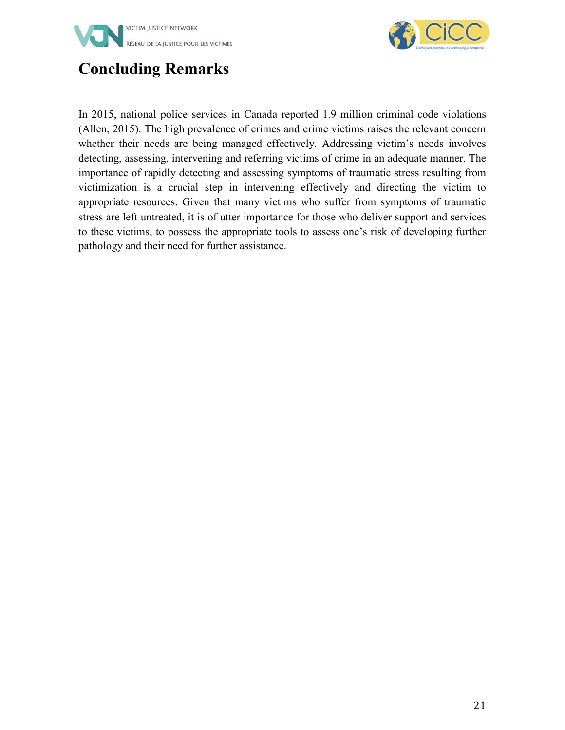# Concluding Remarks

In 2015, national police services in Canada reported 1.9 million criminal code violations (Allen, 2015). The high prevalence of crimes and crime victims raises the relevant concern whether their needs are being managed effectively. Addressing victim's needs involves detecting, assessing, intervening and referring victims of crime in an adequate manner. The importance of rapidly detecting and assessing symptoms of traumatic stress resulting from victimization is a crucial step in intervening effectively and directing the victim to appropriate resources. Given that many victims who suffer from symptoms of traumatic stress are left untreated, it is of utter importance for those who deliver support and services to these victims, to possess the appropriate tools to assess one's risk of developing further pathology and their need for further assistance.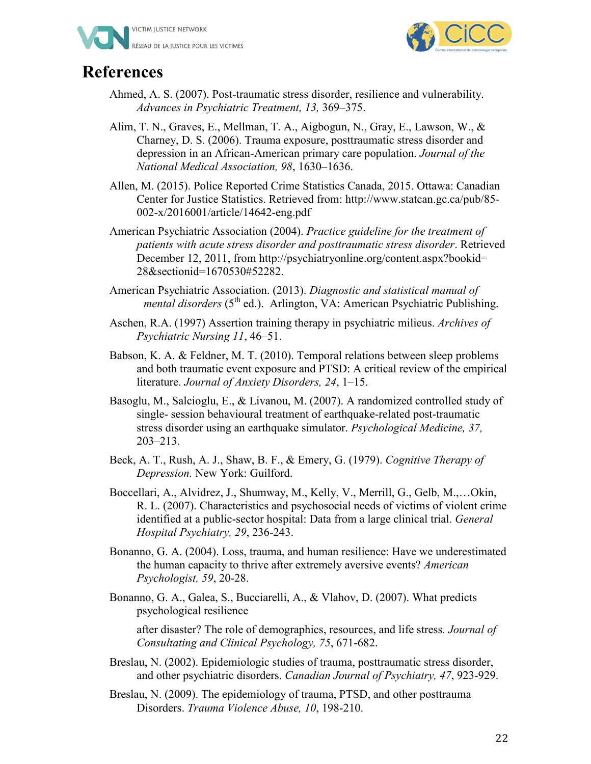# References

Ahmed, A. S. (2007). Post-traumatic stress disorder, resilience and vulnerability. *Advances in Psychiatric Treatment, 13,* 369–375.

Alim, T. N., Graves, E., Mellman, T. A., Aigbogun, N., Gray, E., Lawson, W., & Charney, D. S. (2006). Trauma exposure, posttraumatic stress disorder and depression in an African-American primary care population. *Journal of the National Medical Association, 98*, 1630–1636.

Allen, M. (2015). Police Reported Crime Statistics Canada, 2015. Ottawa: Canadian Center for Justice Statistics. Retrieved from: http://www.statcan.gc.ca/pub/85-002-x/2016001/article/14642-eng.pdf

American Psychiatric Association (2004). *Practice guideline for the treatment of patients with acute stress disorder and posttraumatic stress disorder*. Retrieved December 12, 2011, from http://psychiatryonline.org/content.aspx?bookid=28&sectionid=1670530#52282.

American Psychiatric Association. (2013). *Diagnostic and statistical manual of mental disorders* (5th ed.). Arlington, VA: American Psychiatric Publishing.

Aschen, R.A. (1997) Assertion training therapy in psychiatric milieus. *Archives of Psychiatric Nursing 11*, 46–51.

Babson, K. A. & Feldner, M. T. (2010). Temporal relations between sleep problems and both traumatic event exposure and PTSD: A critical review of the empirical literature. *Journal of Anxiety Disorders, 24*, 1–15.

Basoglu, M., Salcioglu, E., & Livanou, M. (2007). A randomized controlled study of single- session behavioural treatment of earthquake-related post-traumatic stress disorder using an earthquake simulator. *Psychological Medicine, 37,* 203–213.

Beck, A. T., Rush, A. J., Shaw, B. F., & Emery, G. (1979). *Cognitive Therapy of Depression.* New York: Guilford.

Boccellari, A., Alvidrez, J., Shumway, M., Kelly, V., Merrill, G., Gelb, M.,…Okin, R. L. (2007). Characteristics and psychosocial needs of victims of violent crime identified at a public-sector hospital: Data from a large clinical trial. *General Hospital Psychiatry, 29*, 236-243.

Bonanno, G. A. (2004). Loss, trauma, and human resilience: Have we underestimated the human capacity to thrive after extremely aversive events? *American Psychologist, 59*, 20-28.

Bonanno, G. A., Galea, S., Bucciarelli, A., & Vlahov, D. (2007). What predicts psychological resilience after disaster? The role of demographics, resources, and life stress*. Journal of Consulting and Clinical Psychology, 75*, 671-682.

Breslau, N. (2002). Epidemiologic studies of trauma, posttraumatic stress disorder, and other psychiatric disorders. *Canadian Journal of Psychiatry, 47*, 923-929.

Breslau, N. (2009). The epidemiology of trauma, PTSD, and other posttrauma Disorders. *Trauma Violence Abuse, 10*, 198-210.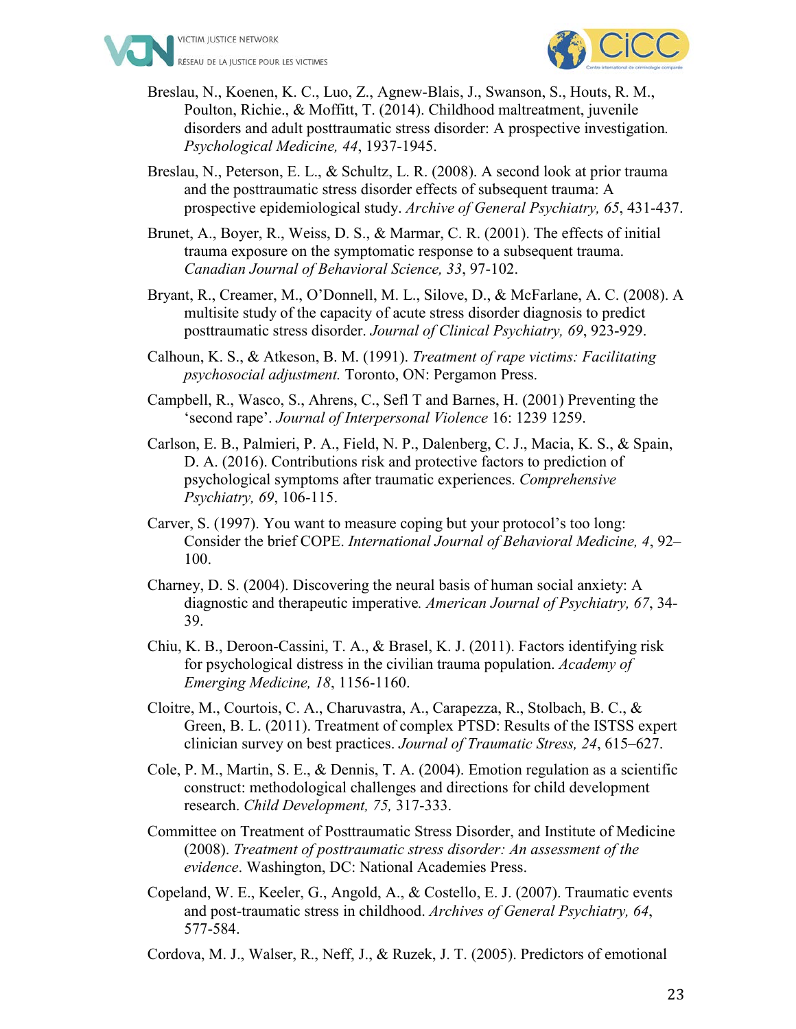Breslau, N., Koenen, K. C., Luo, Z., Agnew-Blais, J., Swanson, S., Houts, R. M., Poulton, Richie., & Moffitt, T. (2014). Childhood maltreatment, juvenile disorders and adult posttraumatic stress disorder: A prospective investigation. *Psychological Medicine, 44*, 1937-1945.

Breslau, N., Peterson, E. L., & Schultz, L. R. (2008). A second look at prior trauma and the posttraumatic stress disorder effects of subsequent trauma: A prospective epidemiological study. *Archive of General Psychiatry, 65*, 431-437.

Brunet, A., Boyer, R., Weiss, D. S., & Marmar, C. R. (2001). The effects of initial trauma exposure on the symptomatic response to a subsequent trauma. *Canadian Journal of Behavioral Science, 33*, 97-102.

Bryant, R., Creamer, M., O'Donnell, M. L., Silove, D., & McFarlane, A. C. (2008). A multisite study of the capacity of acute stress disorder diagnosis to predict posttraumatic stress disorder. *Journal of Clinical Psychiatry, 69*, 923-929.

Calhoun, K. S., & Atkeson, B. M. (1991). *Treatment of rape victims: Facilitating psychosocial adjustment.* Toronto, ON: Pergamon Press.

Campbell, R., Wasco, S., Ahrens, C., Sefl T and Barnes, H. (2001) Preventing the 'second rape'. *Journal of Interpersonal Violence* 16: 1239 1259.

Carlson, E. B., Palmieri, P. A., Field, N. P., Dalenberg, C. J., Macia, K. S., & Spain, D. A. (2016). Contributions risk and protective factors to prediction of psychological symptoms after traumatic experiences. *Comprehensive Psychiatry, 69*, 106-115.

Carver, S. (1997). You want to measure coping but your protocol's too long: Consider the brief COPE. *International Journal of Behavioral Medicine, 4*, 92–100.

Charney, D. S. (2004). Discovering the neural basis of human social anxiety: A diagnostic and therapeutic imperative. *American Journal of Psychiatry, 67*, 34-39.

Chiu, K. B., Deroon-Cassini, T. A., & Brasel, K. J. (2011). Factors identifying risk for psychological distress in the civilian trauma population. *Academy of Emerging Medicine, 18*, 1156-1160.

Cloitre, M., Courtois, C. A., Charuvastra, A., Carapezza, R., Stolbach, B. C., & Green, B. L. (2011). Treatment of complex PTSD: Results of the ISTSS expert clinician survey on best practices. *Journal of Traumatic Stress, 24*, 615–627.

Cole, P. M., Martin, S. E., & Dennis, T. A. (2004). Emotion regulation as a scientific construct: methodological challenges and directions for child development research. *Child Development, 75,* 317-333.

Committee on Treatment of Posttraumatic Stress Disorder, and Institute of Medicine (2008). *Treatment of posttraumatic stress disorder: An assessment of the evidence*. Washington, DC: National Academies Press.

Copeland, W. E., Keeler, G., Angold, A., & Costello, E. J. (2007). Traumatic events and post-traumatic stress in childhood. *Archives of General Psychiatry, 64*, 577-584.

Cordova, M. J., Walser, R., Neff, J., & Ruzek, J. T. (2005). Predictors of emotional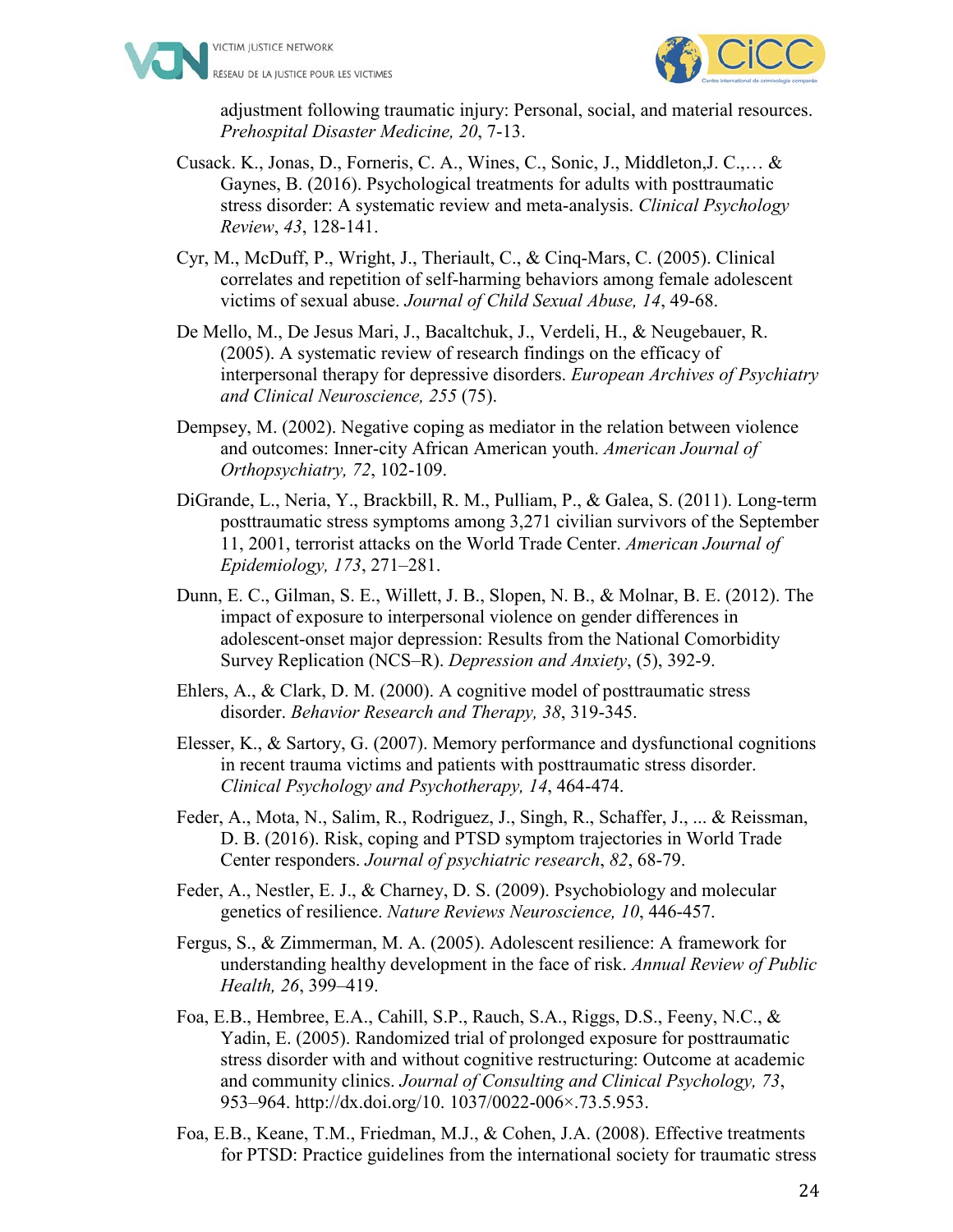adjustment following traumatic injury: Personal, social, and material resources. *Prehospital Disaster Medicine, 20*, 7-13.

Cusack. K., Jonas, D., Forneris, C. A., Wines, C., Sonic, J., Middleton,J. C.,… & Gaynes, B. (2016). Psychological treatments for adults with posttraumatic stress disorder: A systematic review and meta-analysis. *Clinical Psychology Review*, *43*, 128-141.

Cyr, M., McDuff, P., Wright, J., Theriault, C., & Cinq-Mars, C. (2005). Clinical correlates and repetition of self-harming behaviors among female adolescent victims of sexual abuse. *Journal of Child Sexual Abuse, 14*, 49-68.

De Mello, M., De Jesus Mari, J., Bacaltchuk, J., Verdeli, H., & Neugebauer, R. (2005). A systematic review of research findings on the efficacy of interpersonal therapy for depressive disorders. *European Archives of Psychiatry and Clinical Neuroscience, 255* (75).

Dempsey, M. (2002). Negative coping as mediator in the relation between violence and outcomes: Inner-city African American youth. *American Journal of Orthopsychiatry, 72*, 102-109.

DiGrande, L., Neria, Y., Brackbill, R. M., Pulliam, P., & Galea, S. (2011). Long-term posttraumatic stress symptoms among 3,271 civilian survivors of the September 11, 2001, terrorist attacks on the World Trade Center. *American Journal of Epidemiology, 173*, 271–281.

Dunn, E. C., Gilman, S. E., Willett, J. B., Slopen, N. B., & Molnar, B. E. (2012). The impact of exposure to interpersonal violence on gender differences in adolescent-onset major depression: Results from the National Comorbidity Survey Replication (NCS–R). *Depression and Anxiety*, (5), 392-9.

Ehlers, A., & Clark, D. M. (2000). A cognitive model of posttraumatic stress disorder. *Behavior Research and Therapy, 38*, 319-345.

Elesser, K., & Sartory, G. (2007). Memory performance and dysfunctional cognitions in recent trauma victims and patients with posttraumatic stress disorder. *Clinical Psychology and Psychotherapy, 14*, 464-474.

Feder, A., Mota, N., Salim, R., Rodriguez, J., Singh, R., Schaffer, J., ... & Reissman, D. B. (2016). Risk, coping and PTSD symptom trajectories in World Trade Center responders. *Journal of psychiatric research*, *82*, 68-79.

Feder, A., Nestler, E. J., & Charney, D. S. (2009). Psychobiology and molecular genetics of resilience. *Nature Reviews Neuroscience, 10*, 446-457.

Fergus, S., & Zimmerman, M. A. (2005). Adolescent resilience: A framework for understanding healthy development in the face of risk. *Annual Review of Public Health, 26*, 399–419.

Foa, E.B., Hembree, E.A., Cahill, S.P., Rauch, S.A., Riggs, D.S., Feeny, N.C., & Yadin, E. (2005). Randomized trial of prolonged exposure for posttraumatic stress disorder with and without cognitive restructuring: Outcome at academic and community clinics. *Journal of Consulting and Clinical Psychology, 73*, 953–964. http://dx.doi.org/10. 1037/0022-006×.73.5.953.

Foa, E.B., Keane, T.M., Friedman, M.J., & Cohen, J.A. (2008). Effective treatments for PTSD: Practice guidelines from the international society for traumatic stress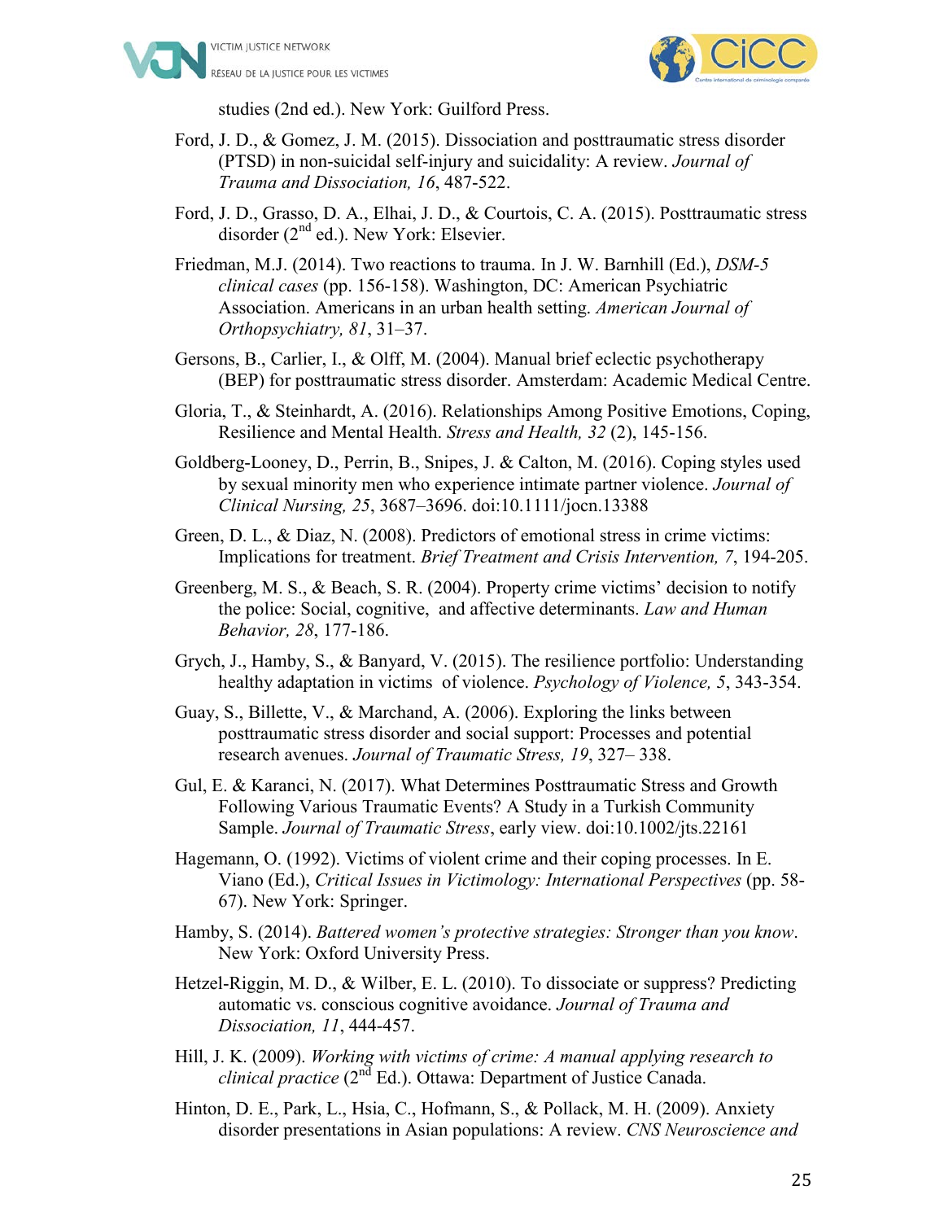studies (2nd ed.). New York: Guilford Press.

Ford, J. D., & Gomez, J. M. (2015). Dissociation and posttraumatic stress disorder (PTSD) in non-suicidal self-injury and suicidality: A review. *Journal of Trauma and Dissociation, 16*, 487-522.

Ford, J. D., Grasso, D. A., Elhai, J. D., & Courtois, C. A. (2015). Posttraumatic stress disorder (2nd ed.). New York: Elsevier.

Friedman, M.J. (2014). Two reactions to trauma. In J. W. Barnhill (Ed.), *DSM-5 clinical cases* (pp. 156-158). Washington, DC: American Psychiatric Association. Americans in an urban health setting. *American Journal of Orthopsychiatry, 81*, 31–37.

Gersons, B., Carlier, I., & Olff, M. (2004). Manual brief eclectic psychotherapy (BEP) for posttraumatic stress disorder. Amsterdam: Academic Medical Centre.

Gloria, T., & Steinhardt, A. (2016). Relationships Among Positive Emotions, Coping, Resilience and Mental Health. *Stress and Health, 32* (2), 145-156.

Goldberg-Looney, D., Perrin, B., Snipes, J. & Calton, M. (2016). Coping styles used by sexual minority men who experience intimate partner violence. *Journal of Clinical Nursing, 25*, 3687–3696. doi:10.1111/jocn.13388

Green, D. L., & Diaz, N. (2008). Predictors of emotional stress in crime victims: Implications for treatment. *Brief Treatment and Crisis Intervention, 7*, 194-205.

Greenberg, M. S., & Beach, S. R. (2004). Property crime victims' decision to notify the police: Social, cognitive, and affective determinants. *Law and Human Behavior, 28*, 177-186.

Grych, J., Hamby, S., & Banyard, V. (2015). The resilience portfolio: Understanding healthy adaptation in victims of violence. *Psychology of Violence, 5*, 343-354.

Guay, S., Billette, V., & Marchand, A. (2006). Exploring the links between posttraumatic stress disorder and social support: Processes and potential research avenues. *Journal of Traumatic Stress, 19*, 327– 338.

Gul, E. & Karanci, N. (2017). What Determines Posttraumatic Stress and Growth Following Various Traumatic Events? A Study in a Turkish Community Sample. *Journal of Traumatic Stress*, early view. doi:10.1002/jts.22161

Hagemann, O. (1992). Victims of violent crime and their coping processes. In E. Viano (Ed.), *Critical Issues in Victimology: International Perspectives* (pp. 58-67). New York: Springer.

Hamby, S. (2014). *Battered women's protective strategies: Stronger than you know*. New York: Oxford University Press.

Hetzel-Riggin, M. D., & Wilber, E. L. (2010). To dissociate or suppress? Predicting automatic vs. conscious cognitive avoidance. *Journal of Trauma and Dissociation, 11*, 444-457.

Hill, J. K. (2009). *Working with victims of crime: A manual applying research to clinical practice* (2nd Ed.). Ottawa: Department of Justice Canada.

Hinton, D. E., Park, L., Hsia, C., Hofmann, S., & Pollack, M. H. (2009). Anxiety disorder presentations in Asian populations: A review. *CNS Neuroscience and*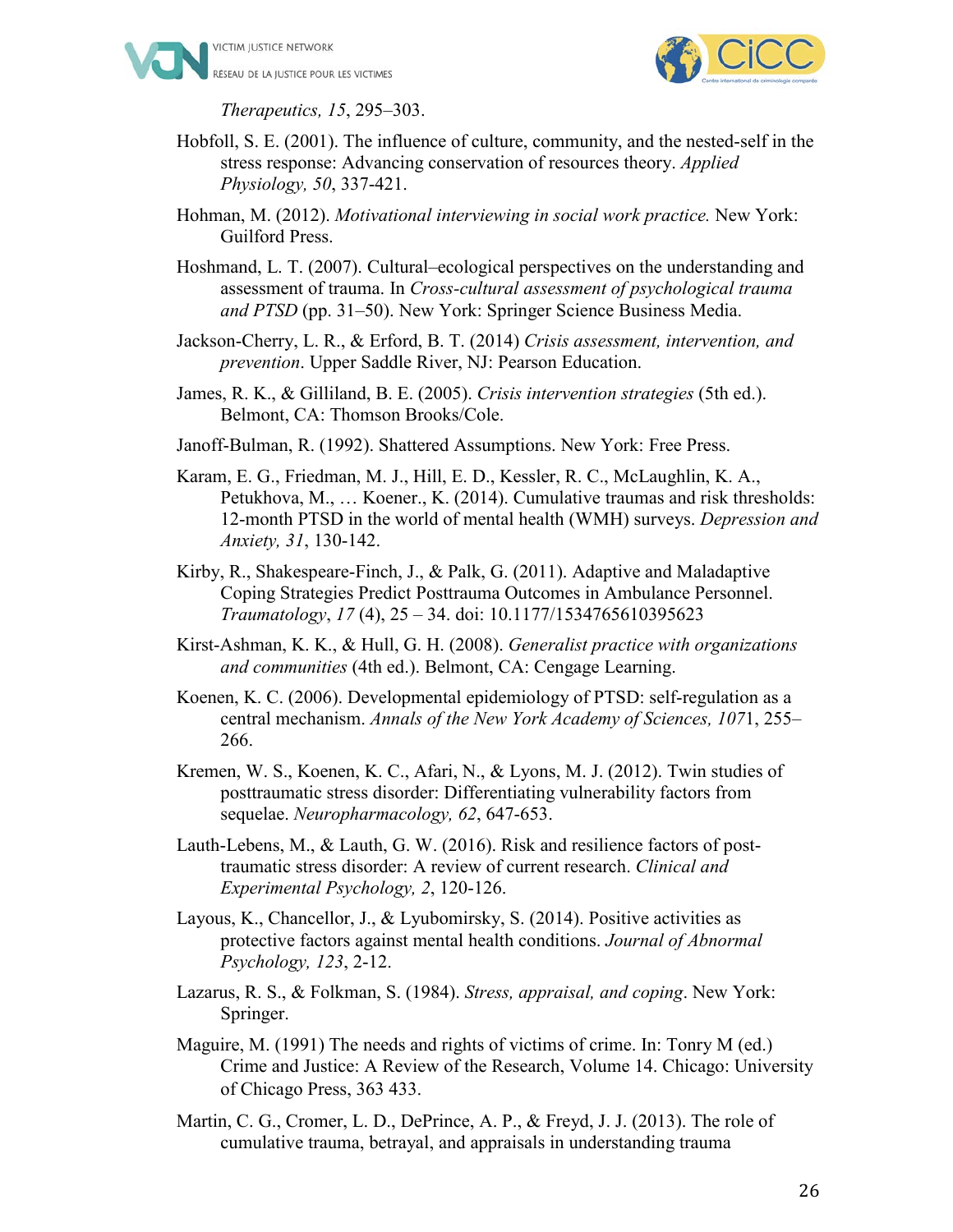*Therapeutics, 15*, 295–303.

Hobfoll, S. E. (2001). The influence of culture, community, and the nested-self in the stress response: Advancing conservation of resources theory. *Applied Physiology, 50*, 337-421.

Hohman, M. (2012). *Motivational interviewing in social work practice.* New York: Guilford Press.

Hoshmand, L. T. (2007). Cultural–ecological perspectives on the understanding and assessment of trauma. In *Cross-cultural assessment of psychological trauma and PTSD* (pp. 31–50). New York: Springer Science Business Media.

Jackson-Cherry, L. R., & Erford, B. T. (2014) *Crisis assessment, intervention, and prevention*. Upper Saddle River, NJ: Pearson Education.

James, R. K., & Gilliland, B. E. (2005). *Crisis intervention strategies* (5th ed.). Belmont, CA: Thomson Brooks/Cole.

Janoff-Bulman, R. (1992). Shattered Assumptions. New York: Free Press.

Karam, E. G., Friedman, M. J., Hill, E. D., Kessler, R. C., McLaughlin, K. A., Petukhova, M., … Koener., K. (2014). Cumulative traumas and risk thresholds: 12-month PTSD in the world of mental health (WMH) surveys. *Depression and Anxiety, 31*, 130-142.

Kirby, R., Shakespeare-Finch, J., & Palk, G. (2011). Adaptive and Maladaptive Coping Strategies Predict Posttrauma Outcomes in Ambulance Personnel. *Traumatology*, *17* (4), 25 – 34. doi: 10.1177/1534765610395623

Kirst-Ashman, K. K., & Hull, G. H. (2008). *Generalist practice with organizations and communities* (4th ed.). Belmont, CA: Cengage Learning.

Koenen, K. C. (2006). Developmental epidemiology of PTSD: self-regulation as a central mechanism. *Annals of the New York Academy of Sciences, 107*1, 255–266.

Kremen, W. S., Koenen, K. C., Afari, N., & Lyons, M. J. (2012). Twin studies of posttraumatic stress disorder: Differentiating vulnerability factors from sequelae. *Neuropharmacology, 62*, 647-653.

Lauth-Lebens, M., & Lauth, G. W. (2016). Risk and resilience factors of post-traumatic stress disorder: A review of current research. *Clinical and Experimental Psychology, 2*, 120-126.

Layous, K., Chancellor, J., & Lyubomirsky, S. (2014). Positive activities as protective factors against mental health conditions. *Journal of Abnormal Psychology, 123*, 2-12.

Lazarus, R. S., & Folkman, S. (1984). *Stress, appraisal, and coping*. New York: Springer.

Maguire, M. (1991) The needs and rights of victims of crime. In: Tonry M (ed.) Crime and Justice: A Review of the Research, Volume 14. Chicago: University of Chicago Press, 363 433.

Martin, C. G., Cromer, L. D., DePrince, A. P., & Freyd, J. J. (2013). The role of cumulative trauma, betrayal, and appraisals in understanding trauma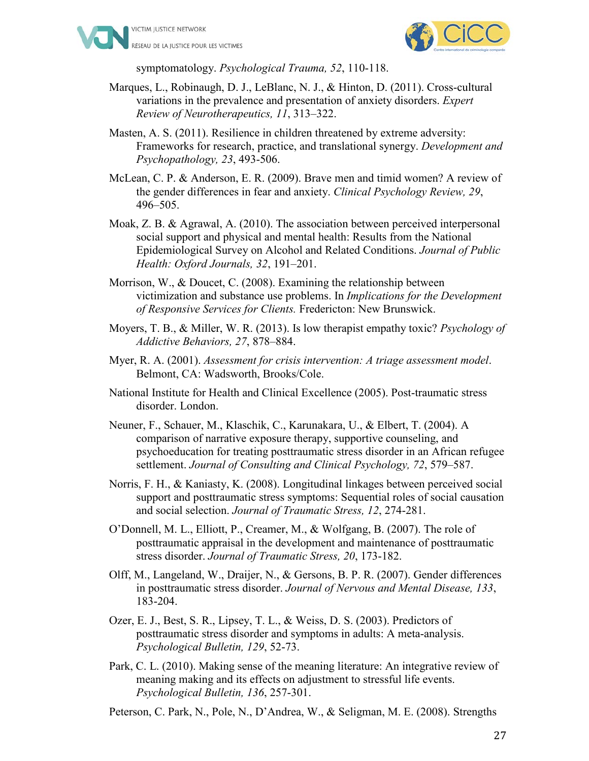symptomatology. *Psychological Trauma, 52*, 110-118.

Marques, L., Robinaugh, D. J., LeBlanc, N. J., & Hinton, D. (2011). Cross-cultural variations in the prevalence and presentation of anxiety disorders. *Expert Review of Neurotherapeutics, 11*, 313–322.

Masten, A. S. (2011). Resilience in children threatened by extreme adversity: Frameworks for research, practice, and translational synergy. *Development and Psychopathology, 23*, 493-506.

McLean, C. P. & Anderson, E. R. (2009). Brave men and timid women? A review of the gender differences in fear and anxiety. *Clinical Psychology Review, 29*, 496–505.

Moak, Z. B. & Agrawal, A. (2010). The association between perceived interpersonal social support and physical and mental health: Results from the National Epidemiological Survey on Alcohol and Related Conditions. *Journal of Public Health: Oxford Journals, 32*, 191–201.

Morrison, W., & Doucet, C. (2008). Examining the relationship between victimization and substance use problems. In *Implications for the Development of Responsive Services for Clients.* Fredericton: New Brunswick.

Moyers, T. B., & Miller, W. R. (2013). Is low therapist empathy toxic? *Psychology of Addictive Behaviors, 27*, 878–884.

Myer, R. A. (2001). *Assessment for crisis intervention: A triage assessment model*. Belmont, CA: Wadsworth, Brooks/Cole.

National Institute for Health and Clinical Excellence (2005). Post-traumatic stress disorder. London.

Neuner, F., Schauer, M., Klaschik, C., Karunakara, U., & Elbert, T. (2004). A comparison of narrative exposure therapy, supportive counseling, and psychoeducation for treating posttraumatic stress disorder in an African refugee settlement. *Journal of Consulting and Clinical Psychology, 72*, 579–587.

Norris, F. H., & Kaniasty, K. (2008). Longitudinal linkages between perceived social support and posttraumatic stress symptoms: Sequential roles of social causation and social selection. *Journal of Traumatic Stress, 12*, 274-281.

O'Donnell, M. L., Elliott, P., Creamer, M., & Wolfgang, B. (2007). The role of posttraumatic appraisal in the development and maintenance of posttraumatic stress disorder. *Journal of Traumatic Stress, 20*, 173-182.

Olff, M., Langeland, W., Draijer, N., & Gersons, B. P. R. (2007). Gender differences in posttraumatic stress disorder. *Journal of Nervous and Mental Disease, 133*, 183-204.

Ozer, E. J., Best, S. R., Lipsey, T. L., & Weiss, D. S. (2003). Predictors of posttraumatic stress disorder and symptoms in adults: A meta-analysis. *Psychological Bulletin, 129*, 52-73.

Park, C. L. (2010). Making sense of the meaning literature: An integrative review of meaning making and its effects on adjustment to stressful life events. *Psychological Bulletin, 136*, 257-301.

Peterson, C. Park, N., Pole, N., D'Andrea, W., & Seligman, M. E. (2008). Strengths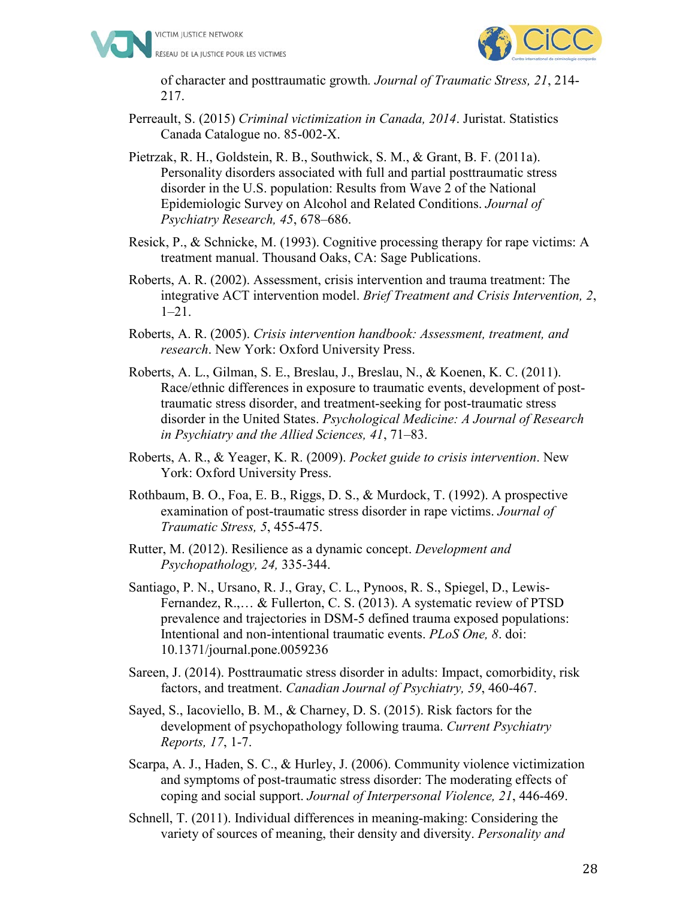of character and posttraumatic growth*. Journal of Traumatic Stress, 21*, 214-217.

Perreault, S. (2015) *Criminal victimization in Canada, 2014*. Juristat. Statistics Canada Catalogue no. 85-002-X.

Pietrzak, R. H., Goldstein, R. B., Southwick, S. M., & Grant, B. F. (2011a). Personality disorders associated with full and partial posttraumatic stress disorder in the U.S. population: Results from Wave 2 of the National Epidemiologic Survey on Alcohol and Related Conditions. *Journal of Psychiatry Research, 45*, 678–686.

Resick, P., & Schnicke, M. (1993). Cognitive processing therapy for rape victims: A treatment manual. Thousand Oaks, CA: Sage Publications.

Roberts, A. R. (2002). Assessment, crisis intervention and trauma treatment: The integrative ACT intervention model. *Brief Treatment and Crisis Intervention, 2*, 1–21.

Roberts, A. R. (2005). *Crisis intervention handbook: Assessment, treatment, and research*. New York: Oxford University Press.

Roberts, A. L., Gilman, S. E., Breslau, J., Breslau, N., & Koenen, K. C. (2011). Race/ethnic differences in exposure to traumatic events, development of post-traumatic stress disorder, and treatment-seeking for post-traumatic stress disorder in the United States. *Psychological Medicine: A Journal of Research in Psychiatry and the Allied Sciences, 41*, 71–83.

Roberts, A. R., & Yeager, K. R. (2009). *Pocket guide to crisis intervention*. New York: Oxford University Press.

Rothbaum, B. O., Foa, E. B., Riggs, D. S., & Murdock, T. (1992). A prospective examination of post-traumatic stress disorder in rape victims. *Journal of Traumatic Stress, 5*, 455-475.

Rutter, M. (2012). Resilience as a dynamic concept. *Development and Psychopathology, 24,* 335-344.

Santiago, P. N., Ursano, R. J., Gray, C. L., Pynoos, R. S., Spiegel, D., Lewis-Fernandez, R.,… & Fullerton, C. S. (2013). A systematic review of PTSD prevalence and trajectories in DSM-5 defined trauma exposed populations: Intentional and non-intentional traumatic events. *PLoS One, 8*. doi: 10.1371/journal.pone.0059236

Sareen, J. (2014). Posttraumatic stress disorder in adults: Impact, comorbidity, risk factors, and treatment. *Canadian Journal of Psychiatry, 59*, 460-467.

Sayed, S., Iacoviello, B. M., & Charney, D. S. (2015). Risk factors for the development of psychopathology following trauma. *Current Psychiatry Reports, 17*, 1-7.

Scarpa, A. J., Haden, S. C., & Hurley, J. (2006). Community violence victimization and symptoms of post-traumatic stress disorder: The moderating effects of coping and social support. *Journal of Interpersonal Violence, 21*, 446-469.

Schnell, T. (2011). Individual differences in meaning-making: Considering the variety of sources of meaning, their density and diversity. *Personality and*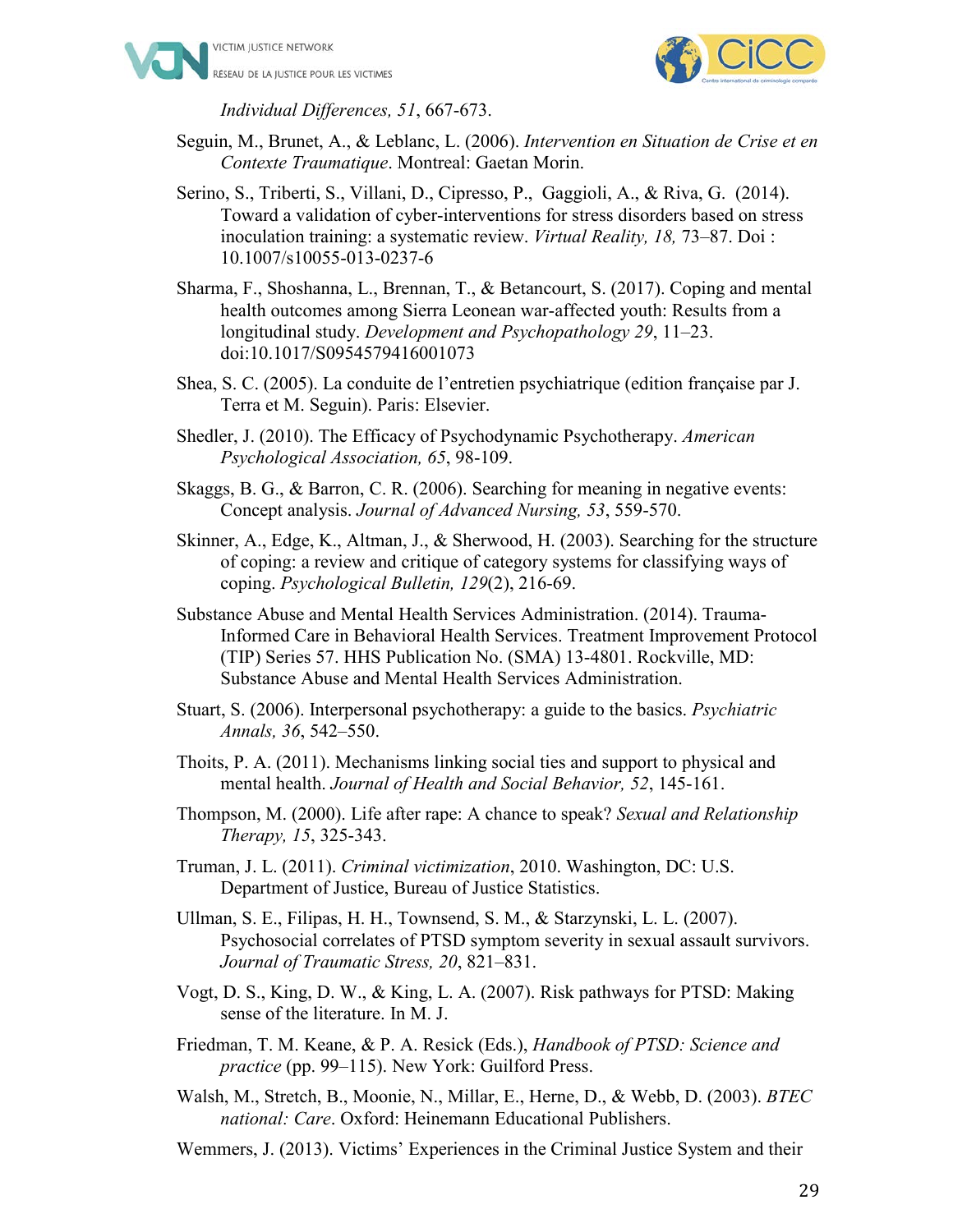*Individual Differences, 51*, 667-673.

Seguin, M., Brunet, A., & Leblanc, L. (2006). *Intervention en Situation de Crise et en Contexte Traumatique*. Montreal: Gaetan Morin.

Serino, S., Triberti, S., Villani, D., Cipresso, P., Gaggioli, A., & Riva, G. (2014). Toward a validation of cyber-interventions for stress disorders based on stress inoculation training: a systematic review. *Virtual Reality, 18,* 73–87. Doi : 10.1007/s10055-013-0237-6

Sharma, F., Shoshanna, L., Brennan, T., & Betancourt, S. (2017). Coping and mental health outcomes among Sierra Leonean war-affected youth: Results from a longitudinal study. *Development and Psychopathology 29*, 11–23. doi:10.1017/S0954579416001073

Shea, S. C. (2005). La conduite de l'entretien psychiatrique (edition française par J. Terra et M. Seguin). Paris: Elsevier.

Shedler, J. (2010). The Efficacy of Psychodynamic Psychotherapy. *American Psychological Association, 65*, 98-109.

Skaggs, B. G., & Barron, C. R. (2006). Searching for meaning in negative events: Concept analysis. *Journal of Advanced Nursing, 53*, 559-570.

Skinner, A., Edge, K., Altman, J., & Sherwood, H. (2003). Searching for the structure of coping: a review and critique of category systems for classifying ways of coping. *Psychological Bulletin, 129*(2), 216-69.

Substance Abuse and Mental Health Services Administration. (2014). Trauma-Informed Care in Behavioral Health Services. Treatment Improvement Protocol (TIP) Series 57. HHS Publication No. (SMA) 13-4801. Rockville, MD: Substance Abuse and Mental Health Services Administration.

Stuart, S. (2006). Interpersonal psychotherapy: a guide to the basics. *Psychiatric Annals, 36*, 542–550.

Thoits, P. A. (2011). Mechanisms linking social ties and support to physical and mental health. *Journal of Health and Social Behavior, 52*, 145-161.

Thompson, M. (2000). Life after rape: A chance to speak? *Sexual and Relationship Therapy, 15*, 325-343.

Truman, J. L. (2011). *Criminal victimization*, 2010. Washington, DC: U.S. Department of Justice, Bureau of Justice Statistics.

Ullman, S. E., Filipas, H. H., Townsend, S. M., & Starzynski, L. L. (2007). Psychosocial correlates of PTSD symptom severity in sexual assault survivors. *Journal of Traumatic Stress, 20*, 821–831.

Vogt, D. S., King, D. W., & King, L. A. (2007). Risk pathways for PTSD: Making sense of the literature. In M. J.

Friedman, T. M. Keane, & P. A. Resick (Eds.), *Handbook of PTSD: Science and practice* (pp. 99–115). New York: Guilford Press.

Walsh, M., Stretch, B., Moonie, N., Millar, E., Herne, D., & Webb, D. (2003). *BTEC national: Care*. Oxford: Heinemann Educational Publishers.

Wemmers, J. (2013). Victims' Experiences in the Criminal Justice System and their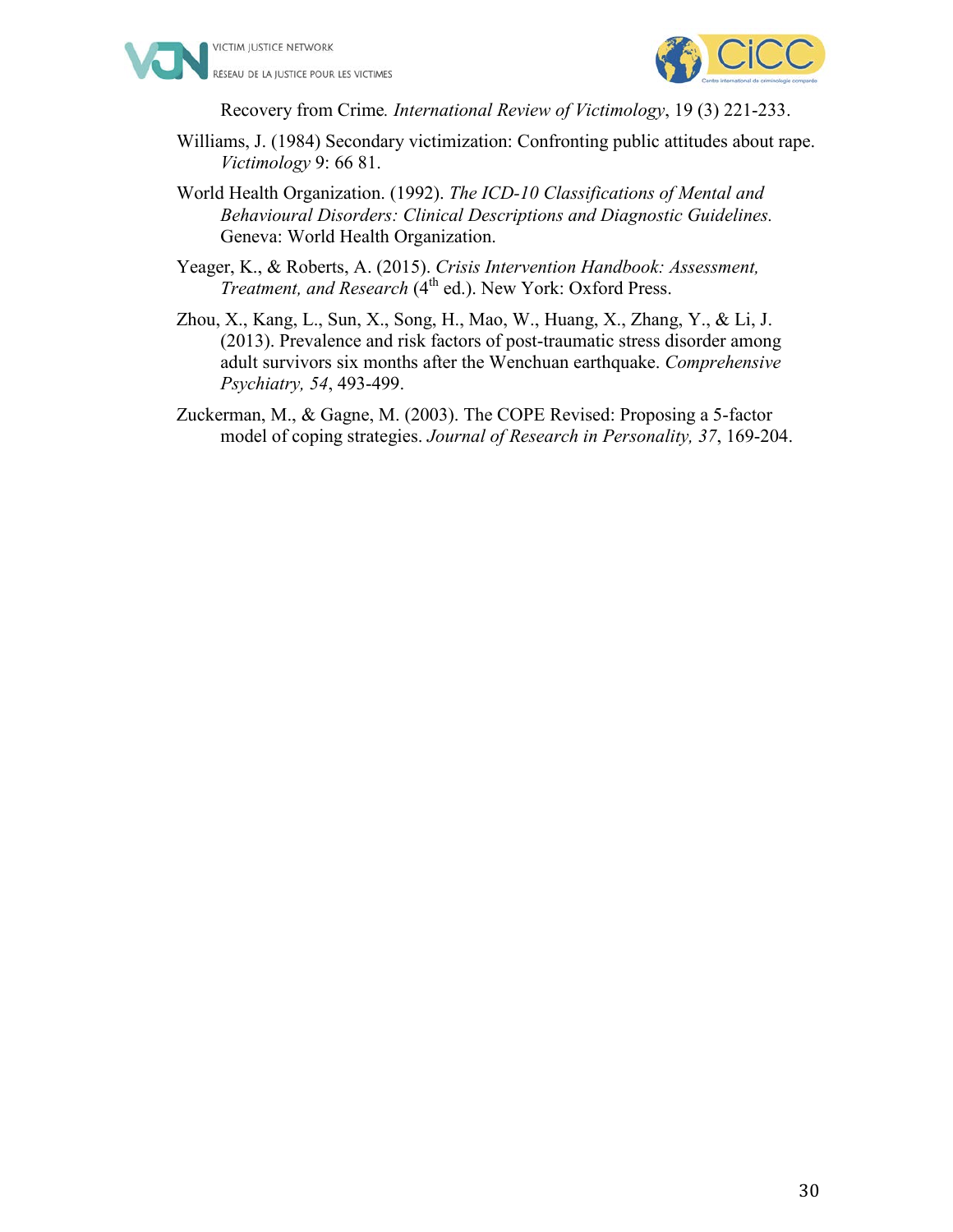Recovery from Crime. *International Review of Victimology*, 19 (3) 221-233.

Williams, J. (1984) Secondary victimization: Confronting public attitudes about rape. *Victimology* 9: 66 81.

World Health Organization. (1992). *The ICD-10 Classifications of Mental and Behavioural Disorders: Clinical Descriptions and Diagnostic Guidelines.* Geneva: World Health Organization.

Yeager, K., & Roberts, A. (2015). *Crisis Intervention Handbook: Assessment, Treatment, and Research* (4th ed.). New York: Oxford Press.

Zhou, X., Kang, L., Sun, X., Song, H., Mao, W., Huang, X., Zhang, Y., & Li, J. (2013). Prevalence and risk factors of post-traumatic stress disorder among adult survivors six months after the Wenchuan earthquake. *Comprehensive Psychiatry, 54*, 493-499.

Zuckerman, M., & Gagne, M. (2003). The COPE Revised: Proposing a 5-factor model of coping strategies. *Journal of Research in Personality, 37*, 169-204.